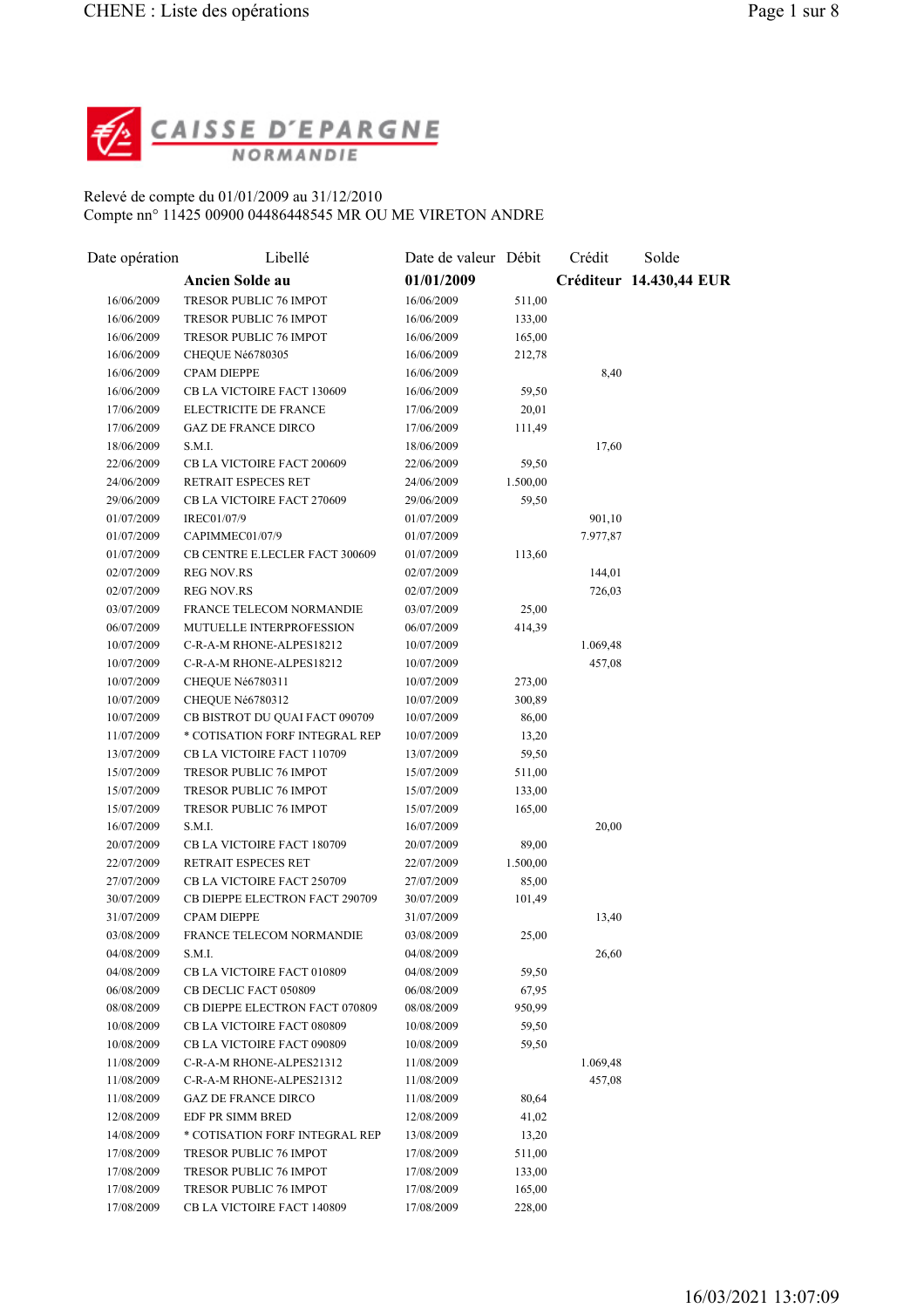**CAISSE D'EPARGNE**
**NORMANDIE**

Relevé de compte du 01/01/2009 au 31/12/2010
Compte nn° 11425 00900 04486448545 MR OU ME VIRETON ANDRE

| Date opération | Libellé | Date de valeur | Débit | Crédit | Solde |
|---|---|---|---|---|---|
| | **Ancien Solde au** | **01/01/2009** | | **Créditeur** | **14.430,44 EUR** |
| 16/06/2009 | TRESOR PUBLIC 76 IMPOT | 16/06/2009 | 511,00 | | |
| 16/06/2009 | TRESOR PUBLIC 76 IMPOT | 16/06/2009 | 133,00 | | |
| 16/06/2009 | TRESOR PUBLIC 76 IMPOT | 16/06/2009 | 165,00 | | |
| 16/06/2009 | CHEQUE Né6780305 | 16/06/2009 | 212,78 | | |
| 16/06/2009 | CPAM DIEPPE | 16/06/2009 | | 8,40 | |
| 16/06/2009 | CB LA VICTOIRE FACT 130609 | 16/06/2009 | 59,50 | | |
| 17/06/2009 | ELECTRICITE DE FRANCE | 17/06/2009 | 20,01 | | |
| 17/06/2009 | GAZ DE FRANCE DIRCO | 17/06/2009 | 111,49 | | |
| 18/06/2009 | S.M.I. | 18/06/2009 | | 17,60 | |
| 22/06/2009 | CB LA VICTOIRE FACT 200609 | 22/06/2009 | 59,50 | | |
| 24/06/2009 | RETRAIT ESPECES RET | 24/06/2009 | 1.500,00 | | |
| 29/06/2009 | CB LA VICTOIRE FACT 270609 | 29/06/2009 | 59,50 | | |
| 01/07/2009 | IREC01/07/9 | 01/07/2009 | | 901,10 | |
| 01/07/2009 | CAPIMMEC01/07/9 | 01/07/2009 | | 7.977,87 | |
| 01/07/2009 | CB CENTRE E.LECLER FACT 300609 | 01/07/2009 | 113,60 | | |
| 02/07/2009 | REG NOV.RS | 02/07/2009 | | 144,01 | |
| 02/07/2009 | REG NOV.RS | 02/07/2009 | | 726,03 | |
| 03/07/2009 | FRANCE TELECOM NORMANDIE | 03/07/2009 | 25,00 | | |
| 06/07/2009 | MUTUELLE INTERPROFESSION | 06/07/2009 | 414,39 | | |
| 10/07/2009 | C-R-A-M RHONE-ALPES18212 | 10/07/2009 | | 1.069,48 | |
| 10/07/2009 | C-R-A-M RHONE-ALPES18212 | 10/07/2009 | | 457,08 | |
| 10/07/2009 | CHEQUE Né6780311 | 10/07/2009 | 273,00 | | |
| 10/07/2009 | CHEQUE Né6780312 | 10/07/2009 | 300,89 | | |
| 10/07/2009 | CB BISTROT DU QUAI FACT 090709 | 10/07/2009 | 86,00 | | |
| 11/07/2009 | * COTISATION FORF INTEGRAL REP | 10/07/2009 | 13,20 | | |
| 13/07/2009 | CB LA VICTOIRE FACT 110709 | 13/07/2009 | 59,50 | | |
| 15/07/2009 | TRESOR PUBLIC 76 IMPOT | 15/07/2009 | 511,00 | | |
| 15/07/2009 | TRESOR PUBLIC 76 IMPOT | 15/07/2009 | 133,00 | | |
| 15/07/2009 | TRESOR PUBLIC 76 IMPOT | 15/07/2009 | 165,00 | | |
| 16/07/2009 | S.M.I. | 16/07/2009 | | 20,00 | |
| 20/07/2009 | CB LA VICTOIRE FACT 180709 | 20/07/2009 | 89,00 | | |
| 22/07/2009 | RETRAIT ESPECES RET | 22/07/2009 | 1.500,00 | | |
| 27/07/2009 | CB LA VICTOIRE FACT 250709 | 27/07/2009 | 85,00 | | |
| 30/07/2009 | CB DIEPPE ELECTRON FACT 290709 | 30/07/2009 | 101,49 | | |
| 31/07/2009 | CPAM DIEPPE | 31/07/2009 | | 13,40 | |
| 03/08/2009 | FRANCE TELECOM NORMANDIE | 03/08/2009 | 25,00 | | |
| 04/08/2009 | S.M.I. | 04/08/2009 | | 26,60 | |
| 04/08/2009 | CB LA VICTOIRE FACT 010809 | 04/08/2009 | 59,50 | | |
| 06/08/2009 | CB DECLIC FACT 050809 | 06/08/2009 | 67,95 | | |
| 08/08/2009 | CB DIEPPE ELECTRON FACT 070809 | 08/08/2009 | 950,99 | | |
| 10/08/2009 | CB LA VICTOIRE FACT 080809 | 10/08/2009 | 59,50 | | |
| 10/08/2009 | CB LA VICTOIRE FACT 090809 | 10/08/2009 | 59,50 | | |
| 11/08/2009 | C-R-A-M RHONE-ALPES21312 | 11/08/2009 | | 1.069,48 | |
| 11/08/2009 | C-R-A-M RHONE-ALPES21312 | 11/08/2009 | | 457,08 | |
| 11/08/2009 | GAZ DE FRANCE DIRCO | 11/08/2009 | 80,64 | | |
| 12/08/2009 | EDF PR SIMM BRED | 12/08/2009 | 41,02 | | |
| 14/08/2009 | * COTISATION FORF INTEGRAL REP | 13/08/2009 | 13,20 | | |
| 17/08/2009 | TRESOR PUBLIC 76 IMPOT | 17/08/2009 | 511,00 | | |
| 17/08/2009 | TRESOR PUBLIC 76 IMPOT | 17/08/2009 | 133,00 | | |
| 17/08/2009 | TRESOR PUBLIC 76 IMPOT | 17/08/2009 | 165,00 | | |
| 17/08/2009 | CB LA VICTOIRE FACT 140809 | 17/08/2009 | 228,00 | | |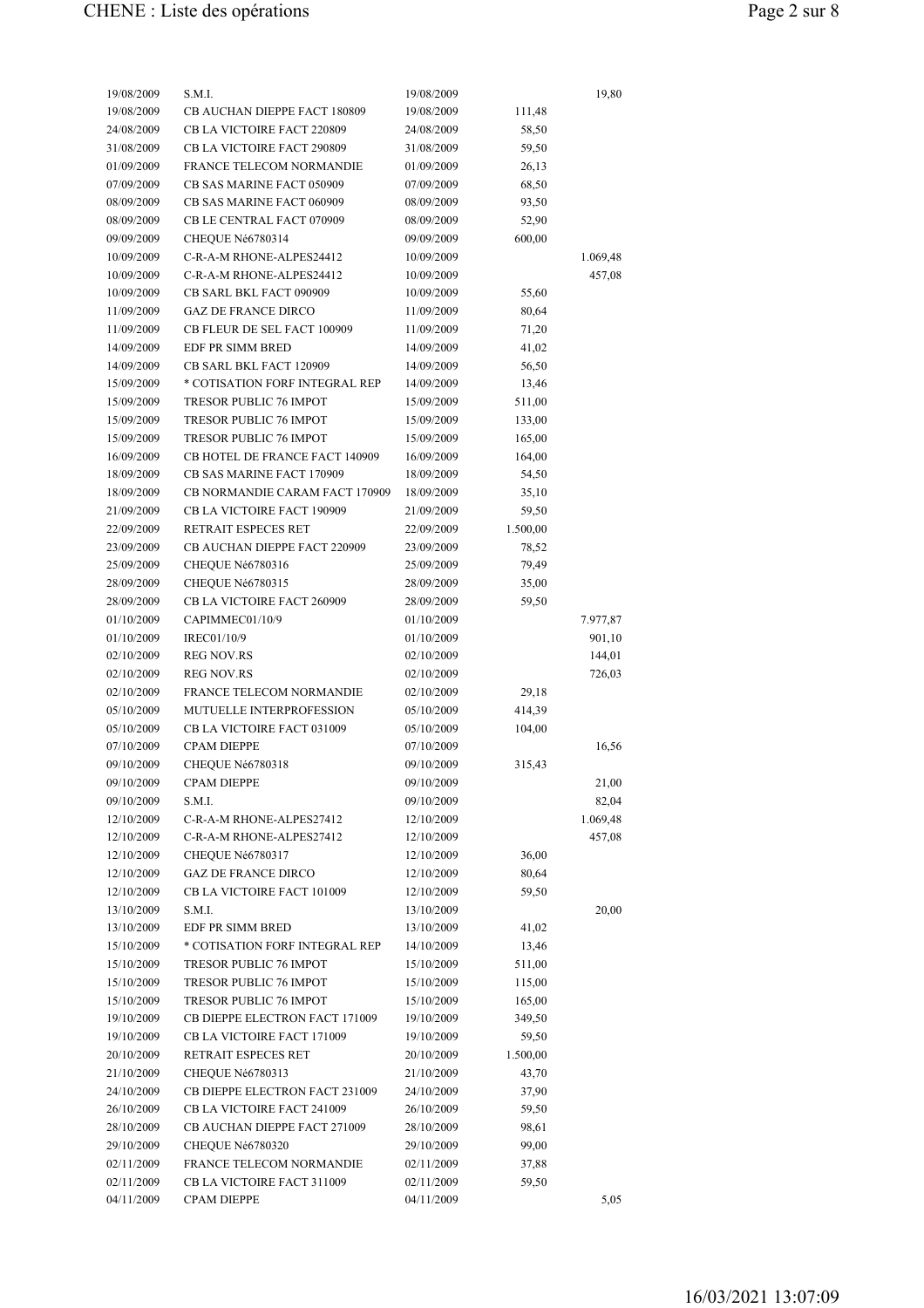| | | | | |
|---|---|---|---|---|
| 19/08/2009 | S.M.I. | 19/08/2009 | | 19,80 |
| 19/08/2009 | CB AUCHAN DIEPPE FACT 180809 | 19/08/2009 | 111,48 | |
| 24/08/2009 | CB LA VICTOIRE FACT 220809 | 24/08/2009 | 58,50 | |
| 31/08/2009 | CB LA VICTOIRE FACT 290809 | 31/08/2009 | 59,50 | |
| 01/09/2009 | FRANCE TELECOM NORMANDIE | 01/09/2009 | 26,13 | |
| 07/09/2009 | CB SAS MARINE FACT 050909 | 07/09/2009 | 68,50 | |
| 08/09/2009 | CB SAS MARINE FACT 060909 | 08/09/2009 | 93,50 | |
| 08/09/2009 | CB LE CENTRAL FACT 070909 | 08/09/2009 | 52,90 | |
| 09/09/2009 | CHEQUE Né6780314 | 09/09/2009 | 600,00 | |
| 10/09/2009 | C-R-A-M RHONE-ALPES24412 | 10/09/2009 | | 1.069,48 |
| 10/09/2009 | C-R-A-M RHONE-ALPES24412 | 10/09/2009 | | 457,08 |
| 10/09/2009 | CB SARL BKL FACT 090909 | 10/09/2009 | 55,60 | |
| 11/09/2009 | GAZ DE FRANCE DIRCO | 11/09/2009 | 80,64 | |
| 11/09/2009 | CB FLEUR DE SEL FACT 100909 | 11/09/2009 | 71,20 | |
| 14/09/2009 | EDF PR SIMM BRED | 14/09/2009 | 41,02 | |
| 14/09/2009 | CB SARL BKL FACT 120909 | 14/09/2009 | 56,50 | |
| 15/09/2009 | * COTISATION FORF INTEGRAL REP | 14/09/2009 | 13,46 | |
| 15/09/2009 | TRESOR PUBLIC 76 IMPOT | 15/09/2009 | 511,00 | |
| 15/09/2009 | TRESOR PUBLIC 76 IMPOT | 15/09/2009 | 133,00 | |
| 15/09/2009 | TRESOR PUBLIC 76 IMPOT | 15/09/2009 | 165,00 | |
| 16/09/2009 | CB HOTEL DE FRANCE FACT 140909 | 16/09/2009 | 164,00 | |
| 18/09/2009 | CB SAS MARINE FACT 170909 | 18/09/2009 | 54,50 | |
| 18/09/2009 | CB NORMANDIE CARAM FACT 170909 | 18/09/2009 | 35,10 | |
| 21/09/2009 | CB LA VICTOIRE FACT 190909 | 21/09/2009 | 59,50 | |
| 22/09/2009 | RETRAIT ESPECES RET | 22/09/2009 | 1.500,00 | |
| 23/09/2009 | CB AUCHAN DIEPPE FACT 220909 | 23/09/2009 | 78,52 | |
| 25/09/2009 | CHEQUE Né6780316 | 25/09/2009 | 79,49 | |
| 28/09/2009 | CHEQUE Né6780315 | 28/09/2009 | 35,00 | |
| 28/09/2009 | CB LA VICTOIRE FACT 260909 | 28/09/2009 | 59,50 | |
| 01/10/2009 | CAPIMMEC01/10/9 | 01/10/2009 | | 7.977,87 |
| 01/10/2009 | IREC01/10/9 | 01/10/2009 | | 901,10 |
| 02/10/2009 | REG NOV.RS | 02/10/2009 | | 144,01 |
| 02/10/2009 | REG NOV.RS | 02/10/2009 | | 726,03 |
| 02/10/2009 | FRANCE TELECOM NORMANDIE | 02/10/2009 | 29,18 | |
| 05/10/2009 | MUTUELLE INTERPROFESSION | 05/10/2009 | 414,39 | |
| 05/10/2009 | CB LA VICTOIRE FACT 031009 | 05/10/2009 | 104,00 | |
| 07/10/2009 | CPAM DIEPPE | 07/10/2009 | | 16,56 |
| 09/10/2009 | CHEQUE Né6780318 | 09/10/2009 | 315,43 | |
| 09/10/2009 | CPAM DIEPPE | 09/10/2009 | | 21,00 |
| 09/10/2009 | S.M.I. | 09/10/2009 | | 82,04 |
| 12/10/2009 | C-R-A-M RHONE-ALPES27412 | 12/10/2009 | | 1.069,48 |
| 12/10/2009 | C-R-A-M RHONE-ALPES27412 | 12/10/2009 | | 457,08 |
| 12/10/2009 | CHEQUE Né6780317 | 12/10/2009 | 36,00 | |
| 12/10/2009 | GAZ DE FRANCE DIRCO | 12/10/2009 | 80,64 | |
| 12/10/2009 | CB LA VICTOIRE FACT 101009 | 12/10/2009 | 59,50 | |
| 13/10/2009 | S.M.I. | 13/10/2009 | | 20,00 |
| 13/10/2009 | EDF PR SIMM BRED | 13/10/2009 | 41,02 | |
| 15/10/2009 | * COTISATION FORF INTEGRAL REP | 14/10/2009 | 13,46 | |
| 15/10/2009 | TRESOR PUBLIC 76 IMPOT | 15/10/2009 | 511,00 | |
| 15/10/2009 | TRESOR PUBLIC 76 IMPOT | 15/10/2009 | 115,00 | |
| 15/10/2009 | TRESOR PUBLIC 76 IMPOT | 15/10/2009 | 165,00 | |
| 19/10/2009 | CB DIEPPE ELECTRON FACT 171009 | 19/10/2009 | 349,50 | |
| 19/10/2009 | CB LA VICTOIRE FACT 171009 | 19/10/2009 | 59,50 | |
| 20/10/2009 | RETRAIT ESPECES RET | 20/10/2009 | 1.500,00 | |
| 21/10/2009 | CHEQUE Né6780313 | 21/10/2009 | 43,70 | |
| 24/10/2009 | CB DIEPPE ELECTRON FACT 231009 | 24/10/2009 | 37,90 | |
| 26/10/2009 | CB LA VICTOIRE FACT 241009 | 26/10/2009 | 59,50 | |
| 28/10/2009 | CB AUCHAN DIEPPE FACT 271009 | 28/10/2009 | 98,61 | |
| 29/10/2009 | CHEQUE Né6780320 | 29/10/2009 | 99,00 | |
| 02/11/2009 | FRANCE TELECOM NORMANDIE | 02/11/2009 | 37,88 | |
| 02/11/2009 | CB LA VICTOIRE FACT 311009 | 02/11/2009 | 59,50 | |
| 04/11/2009 | CPAM DIEPPE | 04/11/2009 | | 5,05 |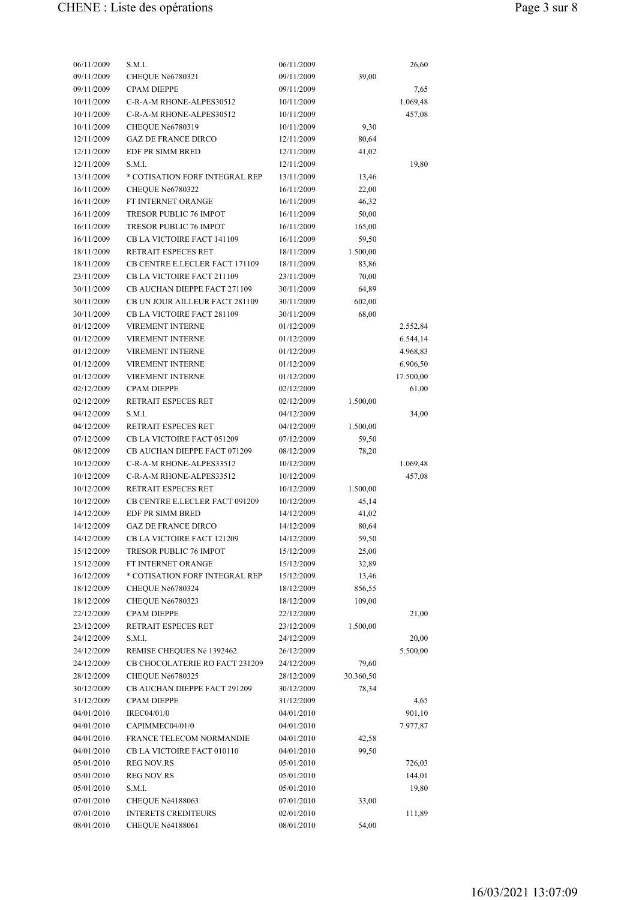| | | | | |
|---|---|---|---|---|
| 06/11/2009 | S.M.I. | 06/11/2009 | | 26,60 |
| 09/11/2009 | CHEQUE Né6780321 | 09/11/2009 | 39,00 | |
| 09/11/2009 | CPAM DIEPPE | 09/11/2009 | | 7,65 |
| 10/11/2009 | C-R-A-M RHONE-ALPES30512 | 10/11/2009 | | 1.069,48 |
| 10/11/2009 | C-R-A-M RHONE-ALPES30512 | 10/11/2009 | | 457,08 |
| 10/11/2009 | CHEQUE Né6780319 | 10/11/2009 | 9,30 | |
| 12/11/2009 | GAZ DE FRANCE DIRCO | 12/11/2009 | 80,64 | |
| 12/11/2009 | EDF PR SIMM BRED | 12/11/2009 | 41,02 | |
| 12/11/2009 | S.M.I. | 12/11/2009 | | 19,80 |
| 13/11/2009 | * COTISATION FORF INTEGRAL REP | 13/11/2009 | 13,46 | |
| 16/11/2009 | CHEQUE Né6780322 | 16/11/2009 | 22,00 | |
| 16/11/2009 | FT INTERNET ORANGE | 16/11/2009 | 46,32 | |
| 16/11/2009 | TRESOR PUBLIC 76 IMPOT | 16/11/2009 | 50,00 | |
| 16/11/2009 | TRESOR PUBLIC 76 IMPOT | 16/11/2009 | 165,00 | |
| 16/11/2009 | CB LA VICTOIRE FACT 141109 | 16/11/2009 | 59,50 | |
| 18/11/2009 | RETRAIT ESPECES RET | 18/11/2009 | 1.500,00 | |
| 18/11/2009 | CB CENTRE E.LECLER FACT 171109 | 18/11/2009 | 83,86 | |
| 23/11/2009 | CB LA VICTOIRE FACT 211109 | 23/11/2009 | 70,00 | |
| 30/11/2009 | CB AUCHAN DIEPPE FACT 271109 | 30/11/2009 | 64,89 | |
| 30/11/2009 | CB UN JOUR AILLEUR FACT 281109 | 30/11/2009 | 602,00 | |
| 30/11/2009 | CB LA VICTOIRE FACT 281109 | 30/11/2009 | 68,00 | |
| 01/12/2009 | VIREMENT INTERNE | 01/12/2009 | | 2.552,84 |
| 01/12/2009 | VIREMENT INTERNE | 01/12/2009 | | 6.544,14 |
| 01/12/2009 | VIREMENT INTERNE | 01/12/2009 | | 4.968,83 |
| 01/12/2009 | VIREMENT INTERNE | 01/12/2009 | | 6.906,50 |
| 01/12/2009 | VIREMENT INTERNE | 01/12/2009 | | 17.500,00 |
| 02/12/2009 | CPAM DIEPPE | 02/12/2009 | | 61,00 |
| 02/12/2009 | RETRAIT ESPECES RET | 02/12/2009 | 1.500,00 | |
| 04/12/2009 | S.M.I. | 04/12/2009 | | 34,00 |
| 04/12/2009 | RETRAIT ESPECES RET | 04/12/2009 | 1.500,00 | |
| 07/12/2009 | CB LA VICTOIRE FACT 051209 | 07/12/2009 | 59,50 | |
| 08/12/2009 | CB AUCHAN DIEPPE FACT 071209 | 08/12/2009 | 78,20 | |
| 10/12/2009 | C-R-A-M RHONE-ALPES33512 | 10/12/2009 | | 1.069,48 |
| 10/12/2009 | C-R-A-M RHONE-ALPES33512 | 10/12/2009 | | 457,08 |
| 10/12/2009 | RETRAIT ESPECES RET | 10/12/2009 | 1.500,00 | |
| 10/12/2009 | CB CENTRE E.LECLER FACT 091209 | 10/12/2009 | 45,14 | |
| 14/12/2009 | EDF PR SIMM BRED | 14/12/2009 | 41,02 | |
| 14/12/2009 | GAZ DE FRANCE DIRCO | 14/12/2009 | 80,64 | |
| 14/12/2009 | CB LA VICTOIRE FACT 121209 | 14/12/2009 | 59,50 | |
| 15/12/2009 | TRESOR PUBLIC 76 IMPOT | 15/12/2009 | 25,00 | |
| 15/12/2009 | FT INTERNET ORANGE | 15/12/2009 | 32,89 | |
| 16/12/2009 | * COTISATION FORF INTEGRAL REP | 15/12/2009 | 13,46 | |
| 18/12/2009 | CHEQUE Né6780324 | 18/12/2009 | 856,55 | |
| 18/12/2009 | CHEQUE Né6780323 | 18/12/2009 | 109,00 | |
| 22/12/2009 | CPAM DIEPPE | 22/12/2009 | | 21,00 |
| 23/12/2009 | RETRAIT ESPECES RET | 23/12/2009 | 1.500,00 | |
| 24/12/2009 | S.M.I. | 24/12/2009 | | 20,00 |
| 24/12/2009 | REMISE CHEQUES Né 1392462 | 26/12/2009 | | 5.500,00 |
| 24/12/2009 | CB CHOCOLATERIE RO FACT 231209 | 24/12/2009 | 79,60 | |
| 28/12/2009 | CHEQUE Né6780325 | 28/12/2009 | 30.360,50 | |
| 30/12/2009 | CB AUCHAN DIEPPE FACT 291209 | 30/12/2009 | 78,34 | |
| 31/12/2009 | CPAM DIEPPE | 31/12/2009 | | 4,65 |
| 04/01/2010 | IREC04/01/0 | 04/01/2010 | | 901,10 |
| 04/01/2010 | CAPIMMEC04/01/0 | 04/01/2010 | | 7.977,87 |
| 04/01/2010 | FRANCE TELECOM NORMANDIE | 04/01/2010 | 42,58 | |
| 04/01/2010 | CB LA VICTOIRE FACT 010110 | 04/01/2010 | 99,50 | |
| 05/01/2010 | REG NOV.RS | 05/01/2010 | | 726,03 |
| 05/01/2010 | REG NOV.RS | 05/01/2010 | | 144,01 |
| 05/01/2010 | S.M.I. | 05/01/2010 | | 19,80 |
| 07/01/2010 | CHEQUE Né4188063 | 07/01/2010 | 33,00 | |
| 07/01/2010 | INTERETS CREDITEURS | 02/01/2010 | | 111,89 |
| 08/01/2010 | CHEQUE Né4188061 | 08/01/2010 | 54,00 | |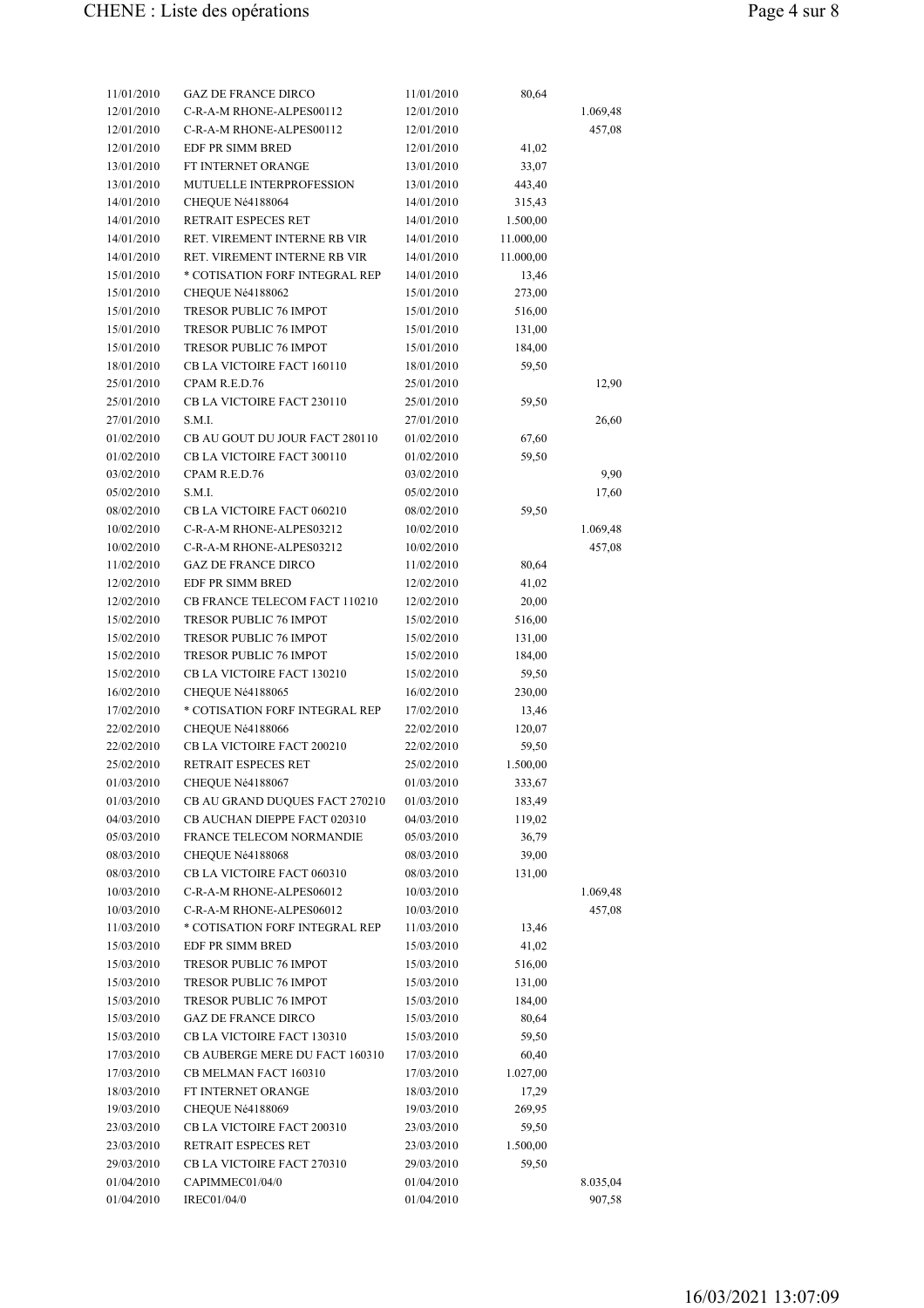| | | | | |
|---|---|---|---|---|
| 11/01/2010 | GAZ DE FRANCE DIRCO | 11/01/2010 | 80,64 | |
| 12/01/2010 | C-R-A-M RHONE-ALPES00112 | 12/01/2010 | | 1.069,48 |
| 12/01/2010 | C-R-A-M RHONE-ALPES00112 | 12/01/2010 | | 457,08 |
| 12/01/2010 | EDF PR SIMM BRED | 12/01/2010 | 41,02 | |
| 13/01/2010 | FT INTERNET ORANGE | 13/01/2010 | 33,07 | |
| 13/01/2010 | MUTUELLE INTERPROFESSION | 13/01/2010 | 443,40 | |
| 14/01/2010 | CHEQUE Né4188064 | 14/01/2010 | 315,43 | |
| 14/01/2010 | RETRAIT ESPECES RET | 14/01/2010 | 1.500,00 | |
| 14/01/2010 | RET. VIREMENT INTERNE RB VIR | 14/01/2010 | 11.000,00 | |
| 14/01/2010 | RET. VIREMENT INTERNE RB VIR | 14/01/2010 | 11.000,00 | |
| 15/01/2010 | * COTISATION FORF INTEGRAL REP | 14/01/2010 | 13,46 | |
| 15/01/2010 | CHEQUE Né4188062 | 15/01/2010 | 273,00 | |
| 15/01/2010 | TRESOR PUBLIC 76 IMPOT | 15/01/2010 | 516,00 | |
| 15/01/2010 | TRESOR PUBLIC 76 IMPOT | 15/01/2010 | 131,00 | |
| 15/01/2010 | TRESOR PUBLIC 76 IMPOT | 15/01/2010 | 184,00 | |
| 18/01/2010 | CB LA VICTOIRE FACT 160110 | 18/01/2010 | 59,50 | |
| 25/01/2010 | CPAM R.E.D.76 | 25/01/2010 | | 12,90 |
| 25/01/2010 | CB LA VICTOIRE FACT 230110 | 25/01/2010 | 59,50 | |
| 27/01/2010 | S.M.I. | 27/01/2010 | | 26,60 |
| 01/02/2010 | CB AU GOUT DU JOUR FACT 280110 | 01/02/2010 | 67,60 | |
| 01/02/2010 | CB LA VICTOIRE FACT 300110 | 01/02/2010 | 59,50 | |
| 03/02/2010 | CPAM R.E.D.76 | 03/02/2010 | | 9,90 |
| 05/02/2010 | S.M.I. | 05/02/2010 | | 17,60 |
| 08/02/2010 | CB LA VICTOIRE FACT 060210 | 08/02/2010 | 59,50 | |
| 10/02/2010 | C-R-A-M RHONE-ALPES03212 | 10/02/2010 | | 1.069,48 |
| 10/02/2010 | C-R-A-M RHONE-ALPES03212 | 10/02/2010 | | 457,08 |
| 11/02/2010 | GAZ DE FRANCE DIRCO | 11/02/2010 | 80,64 | |
| 12/02/2010 | EDF PR SIMM BRED | 12/02/2010 | 41,02 | |
| 12/02/2010 | CB FRANCE TELECOM FACT 110210 | 12/02/2010 | 20,00 | |
| 15/02/2010 | TRESOR PUBLIC 76 IMPOT | 15/02/2010 | 516,00 | |
| 15/02/2010 | TRESOR PUBLIC 76 IMPOT | 15/02/2010 | 131,00 | |
| 15/02/2010 | TRESOR PUBLIC 76 IMPOT | 15/02/2010 | 184,00 | |
| 15/02/2010 | CB LA VICTOIRE FACT 130210 | 15/02/2010 | 59,50 | |
| 16/02/2010 | CHEQUE Né4188065 | 16/02/2010 | 230,00 | |
| 17/02/2010 | * COTISATION FORF INTEGRAL REP | 17/02/2010 | 13,46 | |
| 22/02/2010 | CHEQUE Né4188066 | 22/02/2010 | 120,07 | |
| 22/02/2010 | CB LA VICTOIRE FACT 200210 | 22/02/2010 | 59,50 | |
| 25/02/2010 | RETRAIT ESPECES RET | 25/02/2010 | 1.500,00 | |
| 01/03/2010 | CHEQUE Né4188067 | 01/03/2010 | 333,67 | |
| 01/03/2010 | CB AU GRAND DUQUES FACT 270210 | 01/03/2010 | 183,49 | |
| 04/03/2010 | CB AUCHAN DIEPPE FACT 020310 | 04/03/2010 | 119,02 | |
| 05/03/2010 | FRANCE TELECOM NORMANDIE | 05/03/2010 | 36,79 | |
| 08/03/2010 | CHEQUE Né4188068 | 08/03/2010 | 39,00 | |
| 08/03/2010 | CB LA VICTOIRE FACT 060310 | 08/03/2010 | 131,00 | |
| 10/03/2010 | C-R-A-M RHONE-ALPES06012 | 10/03/2010 | | 1.069,48 |
| 10/03/2010 | C-R-A-M RHONE-ALPES06012 | 10/03/2010 | | 457,08 |
| 11/03/2010 | * COTISATION FORF INTEGRAL REP | 11/03/2010 | 13,46 | |
| 15/03/2010 | EDF PR SIMM BRED | 15/03/2010 | 41,02 | |
| 15/03/2010 | TRESOR PUBLIC 76 IMPOT | 15/03/2010 | 516,00 | |
| 15/03/2010 | TRESOR PUBLIC 76 IMPOT | 15/03/2010 | 131,00 | |
| 15/03/2010 | TRESOR PUBLIC 76 IMPOT | 15/03/2010 | 184,00 | |
| 15/03/2010 | GAZ DE FRANCE DIRCO | 15/03/2010 | 80,64 | |
| 15/03/2010 | CB LA VICTOIRE FACT 130310 | 15/03/2010 | 59,50 | |
| 17/03/2010 | CB AUBERGE MERE DU FACT 160310 | 17/03/2010 | 60,40 | |
| 17/03/2010 | CB MELMAN FACT 160310 | 17/03/2010 | 1.027,00 | |
| 18/03/2010 | FT INTERNET ORANGE | 18/03/2010 | 17,29 | |
| 19/03/2010 | CHEQUE Né4188069 | 19/03/2010 | 269,95 | |
| 23/03/2010 | CB LA VICTOIRE FACT 200310 | 23/03/2010 | 59,50 | |
| 23/03/2010 | RETRAIT ESPECES RET | 23/03/2010 | 1.500,00 | |
| 29/03/2010 | CB LA VICTOIRE FACT 270310 | 29/03/2010 | 59,50 | |
| 01/04/2010 | CAPIMMEC01/04/0 | 01/04/2010 | | 8.035,04 |
| 01/04/2010 | IREC01/04/0 | 01/04/2010 | | 907,58 |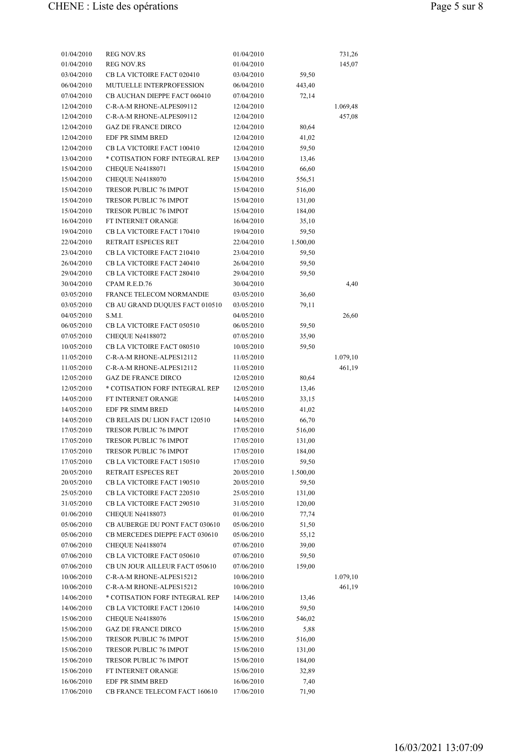| | | | | |
|---|---|---|---|---|
| 01/04/2010 | REG NOV.RS | 01/04/2010 | | 731,26 |
| 01/04/2010 | REG NOV.RS | 01/04/2010 | | 145,07 |
| 03/04/2010 | CB LA VICTOIRE FACT 020410 | 03/04/2010 | 59,50 | |
| 06/04/2010 | MUTUELLE INTERPROFESSION | 06/04/2010 | 443,40 | |
| 07/04/2010 | CB AUCHAN DIEPPE FACT 060410 | 07/04/2010 | 72,14 | |
| 12/04/2010 | C-R-A-M RHONE-ALPES09112 | 12/04/2010 | | 1.069,48 |
| 12/04/2010 | C-R-A-M RHONE-ALPES09112 | 12/04/2010 | | 457,08 |
| 12/04/2010 | GAZ DE FRANCE DIRCO | 12/04/2010 | 80,64 | |
| 12/04/2010 | EDF PR SIMM BRED | 12/04/2010 | 41,02 | |
| 12/04/2010 | CB LA VICTOIRE FACT 100410 | 12/04/2010 | 59,50 | |
| 13/04/2010 | * COTISATION FORF INTEGRAL REP | 13/04/2010 | 13,46 | |
| 15/04/2010 | CHEQUE Né4188071 | 15/04/2010 | 66,60 | |
| 15/04/2010 | CHEQUE Né4188070 | 15/04/2010 | 556,51 | |
| 15/04/2010 | TRESOR PUBLIC 76 IMPOT | 15/04/2010 | 516,00 | |
| 15/04/2010 | TRESOR PUBLIC 76 IMPOT | 15/04/2010 | 131,00 | |
| 15/04/2010 | TRESOR PUBLIC 76 IMPOT | 15/04/2010 | 184,00 | |
| 16/04/2010 | FT INTERNET ORANGE | 16/04/2010 | 35,10 | |
| 19/04/2010 | CB LA VICTOIRE FACT 170410 | 19/04/2010 | 59,50 | |
| 22/04/2010 | RETRAIT ESPECES RET | 22/04/2010 | 1.500,00 | |
| 23/04/2010 | CB LA VICTOIRE FACT 210410 | 23/04/2010 | 59,50 | |
| 26/04/2010 | CB LA VICTOIRE FACT 240410 | 26/04/2010 | 59,50 | |
| 29/04/2010 | CB LA VICTOIRE FACT 280410 | 29/04/2010 | 59,50 | |
| 30/04/2010 | CPAM R.E.D.76 | 30/04/2010 | | 4,40 |
| 03/05/2010 | FRANCE TELECOM NORMANDIE | 03/05/2010 | 36,60 | |
| 03/05/2010 | CB AU GRAND DUQUES FACT 010510 | 03/05/2010 | 79,11 | |
| 04/05/2010 | S.M.I. | 04/05/2010 | | 26,60 |
| 06/05/2010 | CB LA VICTOIRE FACT 050510 | 06/05/2010 | 59,50 | |
| 07/05/2010 | CHEQUE Né4188072 | 07/05/2010 | 35,90 | |
| 10/05/2010 | CB LA VICTOIRE FACT 080510 | 10/05/2010 | 59,50 | |
| 11/05/2010 | C-R-A-M RHONE-ALPES12112 | 11/05/2010 | | 1.079,10 |
| 11/05/2010 | C-R-A-M RHONE-ALPES12112 | 11/05/2010 | | 461,19 |
| 12/05/2010 | GAZ DE FRANCE DIRCO | 12/05/2010 | 80,64 | |
| 12/05/2010 | * COTISATION FORF INTEGRAL REP | 12/05/2010 | 13,46 | |
| 14/05/2010 | FT INTERNET ORANGE | 14/05/2010 | 33,15 | |
| 14/05/2010 | EDF PR SIMM BRED | 14/05/2010 | 41,02 | |
| 14/05/2010 | CB RELAIS DU LION FACT 120510 | 14/05/2010 | 66,70 | |
| 17/05/2010 | TRESOR PUBLIC 76 IMPOT | 17/05/2010 | 516,00 | |
| 17/05/2010 | TRESOR PUBLIC 76 IMPOT | 17/05/2010 | 131,00 | |
| 17/05/2010 | TRESOR PUBLIC 76 IMPOT | 17/05/2010 | 184,00 | |
| 17/05/2010 | CB LA VICTOIRE FACT 150510 | 17/05/2010 | 59,50 | |
| 20/05/2010 | RETRAIT ESPECES RET | 20/05/2010 | 1.500,00 | |
| 20/05/2010 | CB LA VICTOIRE FACT 190510 | 20/05/2010 | 59,50 | |
| 25/05/2010 | CB LA VICTOIRE FACT 220510 | 25/05/2010 | 131,00 | |
| 31/05/2010 | CB LA VICTOIRE FACT 290510 | 31/05/2010 | 120,00 | |
| 01/06/2010 | CHEQUE Né4188073 | 01/06/2010 | 77,74 | |
| 05/06/2010 | CB AUBERGE DU PONT FACT 030610 | 05/06/2010 | 51,50 | |
| 05/06/2010 | CB MERCEDES DIEPPE FACT 030610 | 05/06/2010 | 55,12 | |
| 07/06/2010 | CHEQUE Né4188074 | 07/06/2010 | 39,00 | |
| 07/06/2010 | CB LA VICTOIRE FACT 050610 | 07/06/2010 | 59,50 | |
| 07/06/2010 | CB UN JOUR AILLEUR FACT 050610 | 07/06/2010 | 159,00 | |
| 10/06/2010 | C-R-A-M RHONE-ALPES15212 | 10/06/2010 | | 1.079,10 |
| 10/06/2010 | C-R-A-M RHONE-ALPES15212 | 10/06/2010 | | 461,19 |
| 14/06/2010 | * COTISATION FORF INTEGRAL REP | 14/06/2010 | 13,46 | |
| 14/06/2010 | CB LA VICTOIRE FACT 120610 | 14/06/2010 | 59,50 | |
| 15/06/2010 | CHEQUE Né4188076 | 15/06/2010 | 546,02 | |
| 15/06/2010 | GAZ DE FRANCE DIRCO | 15/06/2010 | 5,88 | |
| 15/06/2010 | TRESOR PUBLIC 76 IMPOT | 15/06/2010 | 516,00 | |
| 15/06/2010 | TRESOR PUBLIC 76 IMPOT | 15/06/2010 | 131,00 | |
| 15/06/2010 | TRESOR PUBLIC 76 IMPOT | 15/06/2010 | 184,00 | |
| 15/06/2010 | FT INTERNET ORANGE | 15/06/2010 | 32,89 | |
| 16/06/2010 | EDF PR SIMM BRED | 16/06/2010 | 7,40 | |
| 17/06/2010 | CB FRANCE TELECOM FACT 160610 | 17/06/2010 | 71,90 | |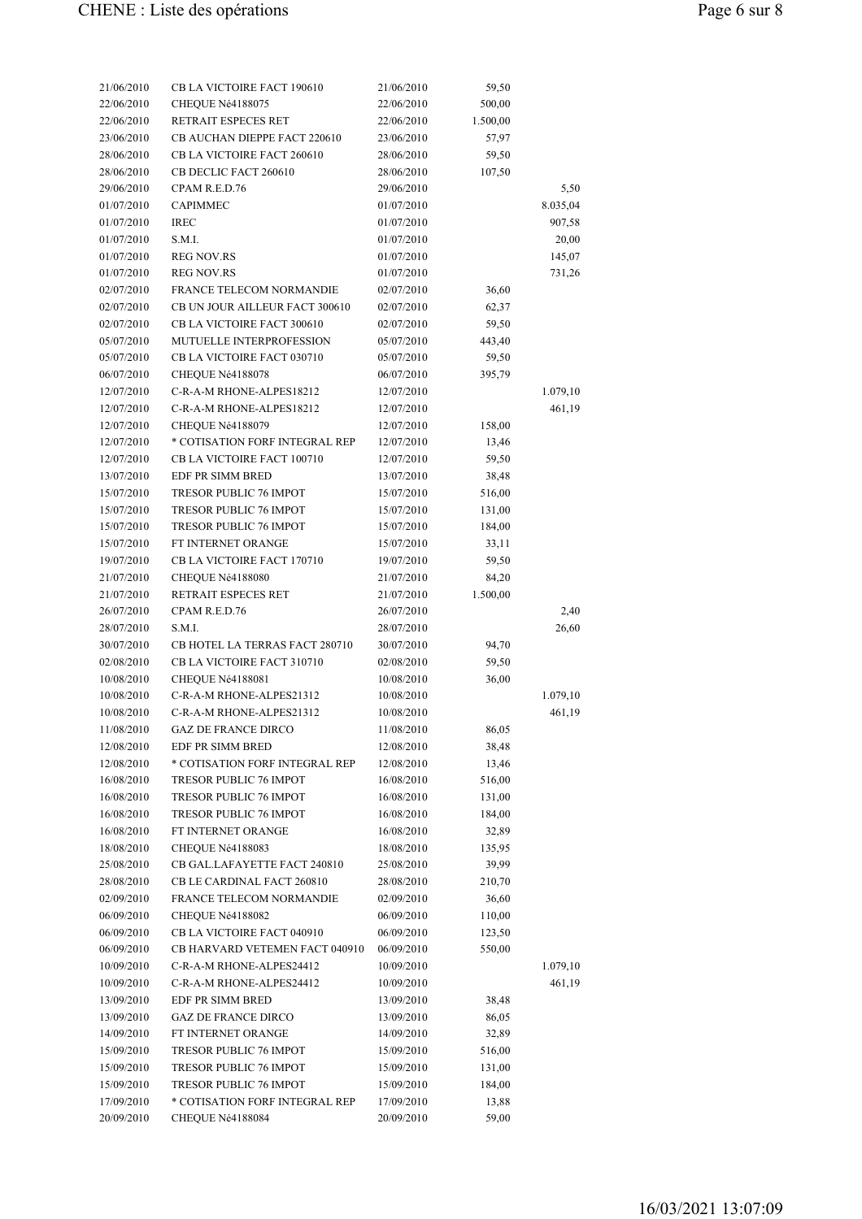| | | | | |
|---|---|---|---|---|
| 21/06/2010 | CB LA VICTOIRE FACT 190610 | 21/06/2010 | 59,50 | |
| 22/06/2010 | CHEQUE Nė4188075 | 22/06/2010 | 500,00 | |
| 22/06/2010 | RETRAIT ESPECES RET | 22/06/2010 | 1.500,00 | |
| 23/06/2010 | CB AUCHAN DIEPPE FACT 220610 | 23/06/2010 | 57,97 | |
| 28/06/2010 | CB LA VICTOIRE FACT 260610 | 28/06/2010 | 59,50 | |
| 28/06/2010 | CB DECLIC FACT 260610 | 28/06/2010 | 107,50 | |
| 29/06/2010 | CPAM R.E.D.76 | 29/06/2010 | | 5,50 |
| 01/07/2010 | CAPIMMEC | 01/07/2010 | | 8.035,04 |
| 01/07/2010 | IREC | 01/07/2010 | | 907,58 |
| 01/07/2010 | S.M.I. | 01/07/2010 | | 20,00 |
| 01/07/2010 | REG NOV.RS | 01/07/2010 | | 145,07 |
| 01/07/2010 | REG NOV.RS | 01/07/2010 | | 731,26 |
| 02/07/2010 | FRANCE TELECOM NORMANDIE | 02/07/2010 | 36,60 | |
| 02/07/2010 | CB UN JOUR AILLEUR FACT 300610 | 02/07/2010 | 62,37 | |
| 02/07/2010 | CB LA VICTOIRE FACT 300610 | 02/07/2010 | 59,50 | |
| 05/07/2010 | MUTUELLE INTERPROFESSION | 05/07/2010 | 443,40 | |
| 05/07/2010 | CB LA VICTOIRE FACT 030710 | 05/07/2010 | 59,50 | |
| 06/07/2010 | CHEQUE Nė4188078 | 06/07/2010 | 395,79 | |
| 12/07/2010 | C-R-A-M RHONE-ALPES18212 | 12/07/2010 | | 1.079,10 |
| 12/07/2010 | C-R-A-M RHONE-ALPES18212 | 12/07/2010 | | 461,19 |
| 12/07/2010 | CHEQUE Nė4188079 | 12/07/2010 | 158,00 | |
| 12/07/2010 | * COTISATION FORF INTEGRAL REP | 12/07/2010 | 13,46 | |
| 12/07/2010 | CB LA VICTOIRE FACT 100710 | 12/07/2010 | 59,50 | |
| 13/07/2010 | EDF PR SIMM BRED | 13/07/2010 | 38,48 | |
| 15/07/2010 | TRESOR PUBLIC 76 IMPOT | 15/07/2010 | 516,00 | |
| 15/07/2010 | TRESOR PUBLIC 76 IMPOT | 15/07/2010 | 131,00 | |
| 15/07/2010 | TRESOR PUBLIC 76 IMPOT | 15/07/2010 | 184,00 | |
| 15/07/2010 | FT INTERNET ORANGE | 15/07/2010 | 33,11 | |
| 19/07/2010 | CB LA VICTOIRE FACT 170710 | 19/07/2010 | 59,50 | |
| 21/07/2010 | CHEQUE Nė4188080 | 21/07/2010 | 84,20 | |
| 21/07/2010 | RETRAIT ESPECES RET | 21/07/2010 | 1.500,00 | |
| 26/07/2010 | CPAM R.E.D.76 | 26/07/2010 | | 2,40 |
| 28/07/2010 | S.M.I. | 28/07/2010 | | 26,60 |
| 30/07/2010 | CB HOTEL LA TERRAS FACT 280710 | 30/07/2010 | 94,70 | |
| 02/08/2010 | CB LA VICTOIRE FACT 310710 | 02/08/2010 | 59,50 | |
| 10/08/2010 | CHEQUE Nė4188081 | 10/08/2010 | 36,00 | |
| 10/08/2010 | C-R-A-M RHONE-ALPES21312 | 10/08/2010 | | 1.079,10 |
| 10/08/2010 | C-R-A-M RHONE-ALPES21312 | 10/08/2010 | | 461,19 |
| 11/08/2010 | GAZ DE FRANCE DIRCO | 11/08/2010 | 86,05 | |
| 12/08/2010 | EDF PR SIMM BRED | 12/08/2010 | 38,48 | |
| 12/08/2010 | * COTISATION FORF INTEGRAL REP | 12/08/2010 | 13,46 | |
| 16/08/2010 | TRESOR PUBLIC 76 IMPOT | 16/08/2010 | 516,00 | |
| 16/08/2010 | TRESOR PUBLIC 76 IMPOT | 16/08/2010 | 131,00 | |
| 16/08/2010 | TRESOR PUBLIC 76 IMPOT | 16/08/2010 | 184,00 | |
| 16/08/2010 | FT INTERNET ORANGE | 16/08/2010 | 32,89 | |
| 18/08/2010 | CHEQUE Nė4188083 | 18/08/2010 | 135,95 | |
| 25/08/2010 | CB GAL.LAFAYETTE FACT 240810 | 25/08/2010 | 39,99 | |
| 28/08/2010 | CB LE CARDINAL FACT 260810 | 28/08/2010 | 210,70 | |
| 02/09/2010 | FRANCE TELECOM NORMANDIE | 02/09/2010 | 36,60 | |
| 06/09/2010 | CHEQUE Nė4188082 | 06/09/2010 | 110,00 | |
| 06/09/2010 | CB LA VICTOIRE FACT 040910 | 06/09/2010 | 123,50 | |
| 06/09/2010 | CB HARVARD VETEMEN FACT 040910 | 06/09/2010 | 550,00 | |
| 10/09/2010 | C-R-A-M RHONE-ALPES24412 | 10/09/2010 | | 1.079,10 |
| 10/09/2010 | C-R-A-M RHONE-ALPES24412 | 10/09/2010 | | 461,19 |
| 13/09/2010 | EDF PR SIMM BRED | 13/09/2010 | 38,48 | |
| 13/09/2010 | GAZ DE FRANCE DIRCO | 13/09/2010 | 86,05 | |
| 14/09/2010 | FT INTERNET ORANGE | 14/09/2010 | 32,89 | |
| 15/09/2010 | TRESOR PUBLIC 76 IMPOT | 15/09/2010 | 516,00 | |
| 15/09/2010 | TRESOR PUBLIC 76 IMPOT | 15/09/2010 | 131,00 | |
| 15/09/2010 | TRESOR PUBLIC 76 IMPOT | 15/09/2010 | 184,00 | |
| 17/09/2010 | * COTISATION FORF INTEGRAL REP | 17/09/2010 | 13,88 | |
| 20/09/2010 | CHEQUE Nė4188084 | 20/09/2010 | 59,00 | |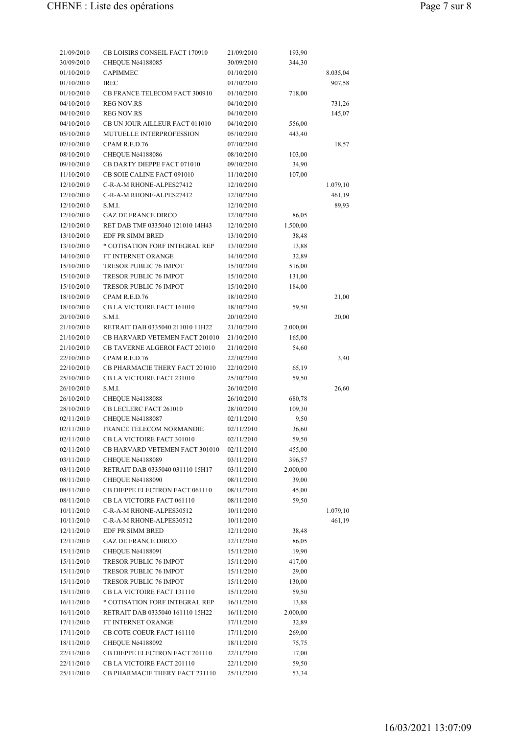| | | | | |
|---|---|---|---|---|
| 21/09/2010 | CB LOISIRS CONSEIL FACT 170910 | 21/09/2010 | 193,90 | |
| 30/09/2010 | CHEQUE Né4188085 | 30/09/2010 | 344,30 | |
| 01/10/2010 | CAPIMMEC | 01/10/2010 | | 8.035,04 |
| 01/10/2010 | IREC | 01/10/2010 | | 907,58 |
| 01/10/2010 | CB FRANCE TELECOM FACT 300910 | 01/10/2010 | 718,00 | |
| 04/10/2010 | REG NOV.RS | 04/10/2010 | | 731,26 |
| 04/10/2010 | REG NOV.RS | 04/10/2010 | | 145,07 |
| 04/10/2010 | CB UN JOUR AILLEUR FACT 011010 | 04/10/2010 | 556,00 | |
| 05/10/2010 | MUTUELLE INTERPROFESSION | 05/10/2010 | 443,40 | |
| 07/10/2010 | CPAM R.E.D.76 | 07/10/2010 | | 18,57 |
| 08/10/2010 | CHEQUE Né4188086 | 08/10/2010 | 103,00 | |
| 09/10/2010 | CB DARTY DIEPPE FACT 071010 | 09/10/2010 | 34,90 | |
| 11/10/2010 | CB SOIE CALINE FACT 091010 | 11/10/2010 | 107,00 | |
| 12/10/2010 | C-R-A-M RHONE-ALPES27412 | 12/10/2010 | | 1.079,10 |
| 12/10/2010 | C-R-A-M RHONE-ALPES27412 | 12/10/2010 | | 461,19 |
| 12/10/2010 | S.M.I. | 12/10/2010 | | 89,93 |
| 12/10/2010 | GAZ DE FRANCE DIRCO | 12/10/2010 | 86,05 | |
| 12/10/2010 | RET DAB TMF 0335040 121010 14H43 | 12/10/2010 | 1.500,00 | |
| 13/10/2010 | EDF PR SIMM BRED | 13/10/2010 | 38,48 | |
| 13/10/2010 | * COTISATION FORF INTEGRAL REP | 13/10/2010 | 13,88 | |
| 14/10/2010 | FT INTERNET ORANGE | 14/10/2010 | 32,89 | |
| 15/10/2010 | TRESOR PUBLIC 76 IMPOT | 15/10/2010 | 516,00 | |
| 15/10/2010 | TRESOR PUBLIC 76 IMPOT | 15/10/2010 | 131,00 | |
| 15/10/2010 | TRESOR PUBLIC 76 IMPOT | 15/10/2010 | 184,00 | |
| 18/10/2010 | CPAM R.E.D.76 | 18/10/2010 | | 21,00 |
| 18/10/2010 | CB LA VICTOIRE FACT 161010 | 18/10/2010 | 59,50 | |
| 20/10/2010 | S.M.I. | 20/10/2010 | | 20,00 |
| 21/10/2010 | RETRAIT DAB 0335040 211010 11H22 | 21/10/2010 | 2.000,00 | |
| 21/10/2010 | CB HARVARD VETEMEN FACT 201010 | 21/10/2010 | 165,00 | |
| 21/10/2010 | CB TAVERNE ALGEROI FACT 201010 | 21/10/2010 | 54,60 | |
| 22/10/2010 | CPAM R.E.D.76 | 22/10/2010 | | 3,40 |
| 22/10/2010 | CB PHARMACIE THERY FACT 201010 | 22/10/2010 | 65,19 | |
| 25/10/2010 | CB LA VICTOIRE FACT 231010 | 25/10/2010 | 59,50 | |
| 26/10/2010 | S.M.I. | 26/10/2010 | | 26,60 |
| 26/10/2010 | CHEQUE Né4188088 | 26/10/2010 | 680,78 | |
| 28/10/2010 | CB LECLERC FACT 261010 | 28/10/2010 | 109,30 | |
| 02/11/2010 | CHEQUE Né4188087 | 02/11/2010 | 9,50 | |
| 02/11/2010 | FRANCE TELECOM NORMANDIE | 02/11/2010 | 36,60 | |
| 02/11/2010 | CB LA VICTOIRE FACT 301010 | 02/11/2010 | 59,50 | |
| 02/11/2010 | CB HARVARD VETEMEN FACT 301010 | 02/11/2010 | 455,00 | |
| 03/11/2010 | CHEQUE Né4188089 | 03/11/2010 | 396,57 | |
| 03/11/2010 | RETRAIT DAB 0335040 031110 15H17 | 03/11/2010 | 2.000,00 | |
| 08/11/2010 | CHEQUE Né4188090 | 08/11/2010 | 39,00 | |
| 08/11/2010 | CB DIEPPE ELECTRON FACT 061110 | 08/11/2010 | 45,00 | |
| 08/11/2010 | CB LA VICTOIRE FACT 061110 | 08/11/2010 | 59,50 | |
| 10/11/2010 | C-R-A-M RHONE-ALPES30512 | 10/11/2010 | | 1.079,10 |
| 10/11/2010 | C-R-A-M RHONE-ALPES30512 | 10/11/2010 | | 461,19 |
| 12/11/2010 | EDF PR SIMM BRED | 12/11/2010 | 38,48 | |
| 12/11/2010 | GAZ DE FRANCE DIRCO | 12/11/2010 | 86,05 | |
| 15/11/2010 | CHEQUE Né4188091 | 15/11/2010 | 19,90 | |
| 15/11/2010 | TRESOR PUBLIC 76 IMPOT | 15/11/2010 | 417,00 | |
| 15/11/2010 | TRESOR PUBLIC 76 IMPOT | 15/11/2010 | 29,00 | |
| 15/11/2010 | TRESOR PUBLIC 76 IMPOT | 15/11/2010 | 130,00 | |
| 15/11/2010 | CB LA VICTOIRE FACT 131110 | 15/11/2010 | 59,50 | |
| 16/11/2010 | * COTISATION FORF INTEGRAL REP | 16/11/2010 | 13,88 | |
| 16/11/2010 | RETRAIT DAB 0335040 161110 15H22 | 16/11/2010 | 2.000,00 | |
| 17/11/2010 | FT INTERNET ORANGE | 17/11/2010 | 32,89 | |
| 17/11/2010 | CB COTE COEUR FACT 161110 | 17/11/2010 | 269,00 | |
| 18/11/2010 | CHEQUE Né4188092 | 18/11/2010 | 75,75 | |
| 22/11/2010 | CB DIEPPE ELECTRON FACT 201110 | 22/11/2010 | 17,00 | |
| 22/11/2010 | CB LA VICTOIRE FACT 201110 | 22/11/2010 | 59,50 | |
| 25/11/2010 | CB PHARMACIE THERY FACT 231110 | 25/11/2010 | 53,34 | |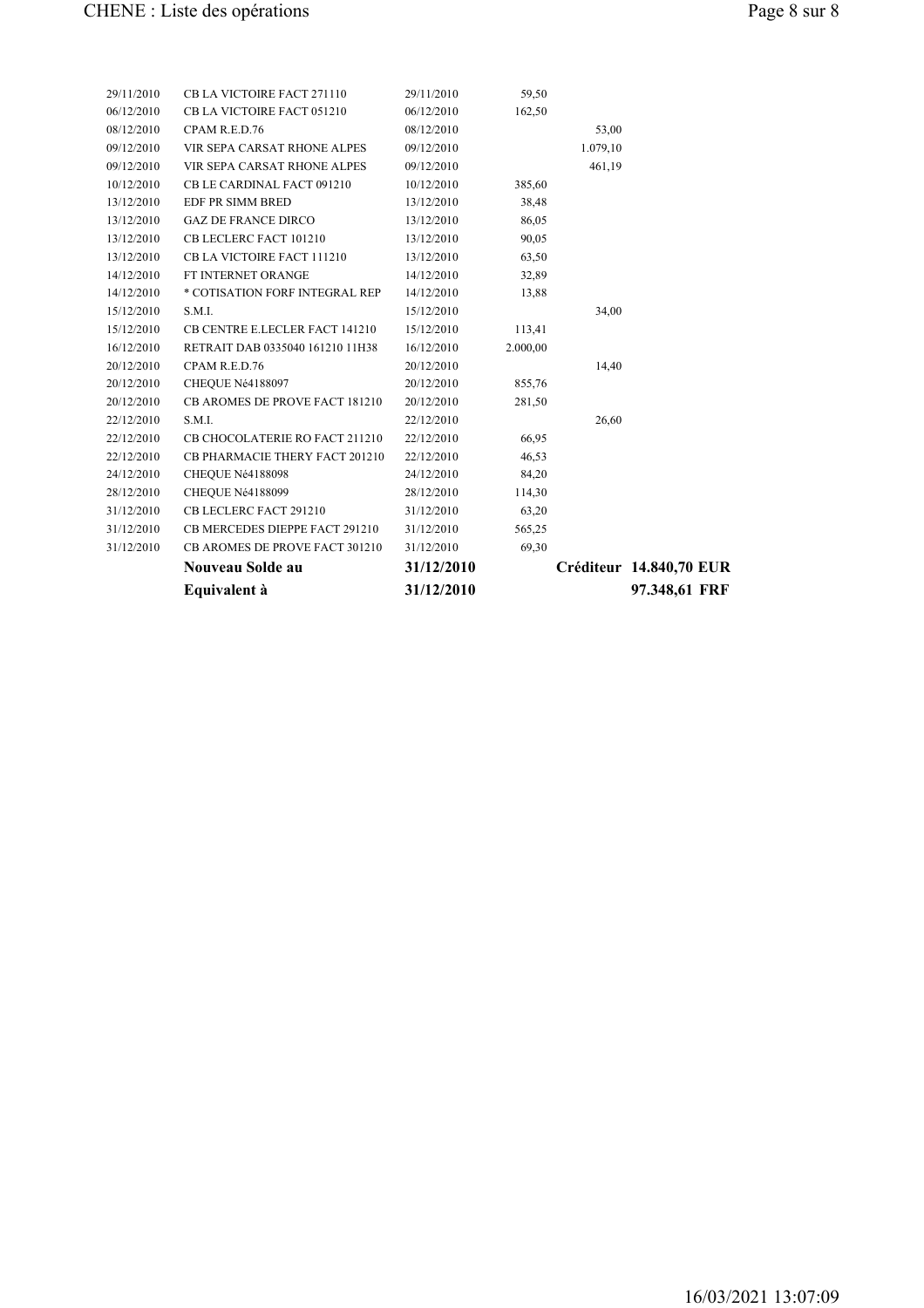| | | | | | |
|---|---|---|---|---|---|
| 29/11/2010 | CB LA VICTOIRE FACT 271110 | 29/11/2010 | 59,50 | | |
| 06/12/2010 | CB LA VICTOIRE FACT 051210 | 06/12/2010 | 162,50 | | |
| 08/12/2010 | CPAM R.E.D.76 | 08/12/2010 | | 53,00 | |
| 09/12/2010 | VIR SEPA CARSAT RHONE ALPES | 09/12/2010 | | 1.079,10 | |
| 09/12/2010 | VIR SEPA CARSAT RHONE ALPES | 09/12/2010 | | 461,19 | |
| 10/12/2010 | CB LE CARDINAL FACT 091210 | 10/12/2010 | 385,60 | | |
| 13/12/2010 | EDF PR SIMM BRED | 13/12/2010 | 38,48 | | |
| 13/12/2010 | GAZ DE FRANCE DIRCO | 13/12/2010 | 86,05 | | |
| 13/12/2010 | CB LECLERC FACT 101210 | 13/12/2010 | 90,05 | | |
| 13/12/2010 | CB LA VICTOIRE FACT 111210 | 13/12/2010 | 63,50 | | |
| 14/12/2010 | FT INTERNET ORANGE | 14/12/2010 | 32,89 | | |
| 14/12/2010 | * COTISATION FORF INTEGRAL REP | 14/12/2010 | 13,88 | | |
| 15/12/2010 | S.M.I. | 15/12/2010 | | 34,00 | |
| 15/12/2010 | CB CENTRE E.LECLER FACT 141210 | 15/12/2010 | 113,41 | | |
| 16/12/2010 | RETRAIT DAB 0335040 161210 11H38 | 16/12/2010 | 2.000,00 | | |
| 20/12/2010 | CPAM R.E.D.76 | 20/12/2010 | | 14,40 | |
| 20/12/2010 | CHEQUE Né4188097 | 20/12/2010 | 855,76 | | |
| 20/12/2010 | CB AROMES DE PROVE FACT 181210 | 20/12/2010 | 281,50 | | |
| 22/12/2010 | S.M.I. | 22/12/2010 | | 26,60 | |
| 22/12/2010 | CB CHOCOLATERIE RO FACT 211210 | 22/12/2010 | 66,95 | | |
| 22/12/2010 | CB PHARMACIE THERY FACT 201210 | 22/12/2010 | 46,53 | | |
| 24/12/2010 | CHEQUE Né4188098 | 24/12/2010 | 84,20 | | |
| 28/12/2010 | CHEQUE Né4188099 | 28/12/2010 | 114,30 | | |
| 31/12/2010 | CB LECLERC FACT 291210 | 31/12/2010 | 63,20 | | |
| 31/12/2010 | CB MERCEDES DIEPPE FACT 291210 | 31/12/2010 | 565,25 | | |
| 31/12/2010 | CB AROMES DE PROVE FACT 301210 | 31/12/2010 | 69,30 | | |
| | **Nouveau Solde au** | **31/12/2010** | | **Créditeur** | **14.840,70 EUR** |
| | **Equivalent à** | **31/12/2010** | | | **97.348,61 FRF** |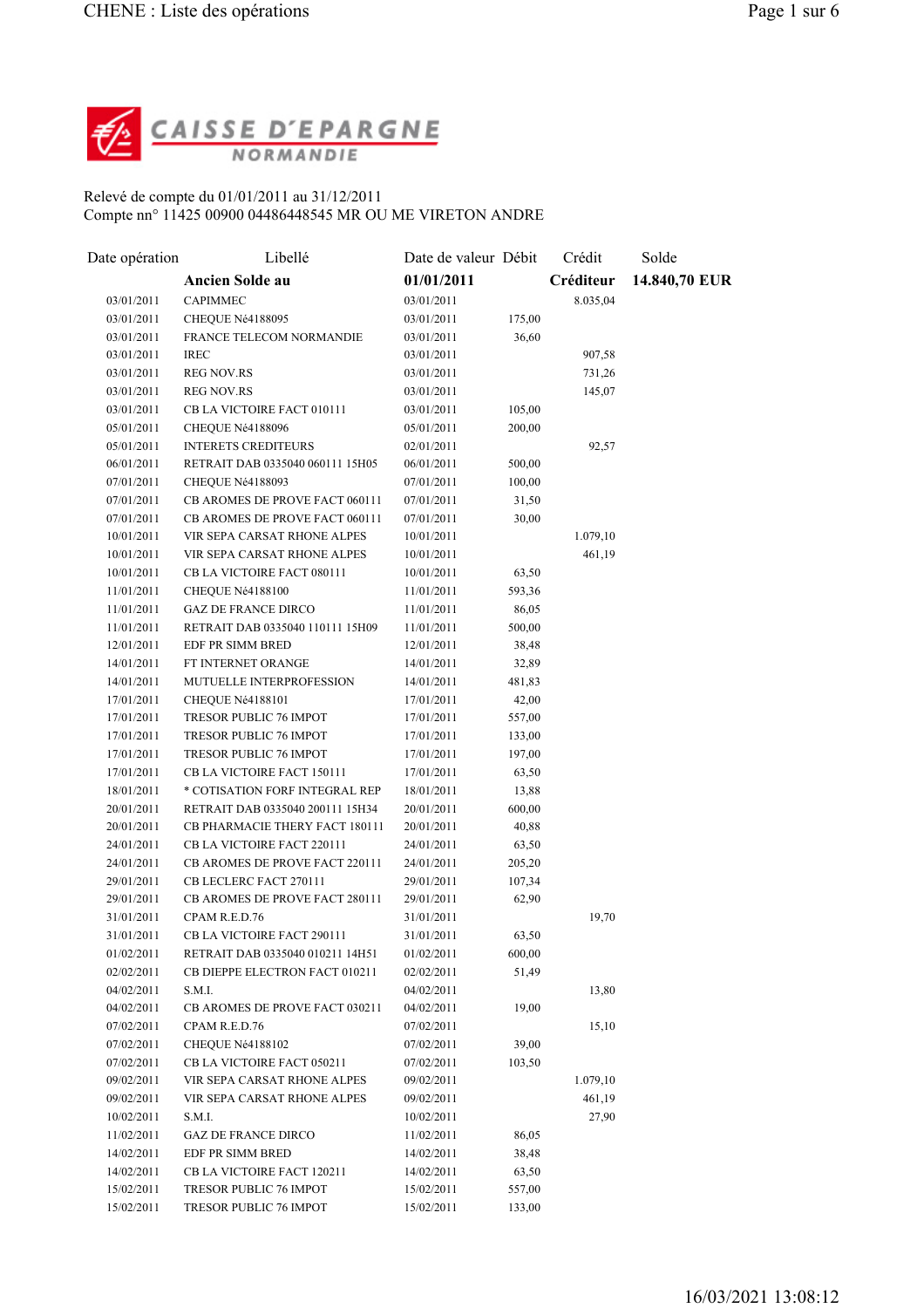CAISSE D'EPARGNE NORMANDIE

Relevé de compte du 01/01/2011 au 31/12/2011
Compte nn° 11425 00900 04486448545 MR OU ME VIRETON ANDRE

| Date opération | Libellé | Date de valeur | Débit | Crédit | Solde |
|---|---|---|---|---|---|
| | **Ancien Solde au** | **01/01/2011** | | **Créditeur** | **14.840,70 EUR** |
| 03/01/2011 | CAPIMMEC | 03/01/2011 | | 8.035,04 | |
| 03/01/2011 | CHEQUE Nê4188095 | 03/01/2011 | 175,00 | | |
| 03/01/2011 | FRANCE TELECOM NORMANDIE | 03/01/2011 | 36,60 | | |
| 03/01/2011 | IREC | 03/01/2011 | | 907,58 | |
| 03/01/2011 | REG NOV.RS | 03/01/2011 | | 731,26 | |
| 03/01/2011 | REG NOV.RS | 03/01/2011 | | 145,07 | |
| 03/01/2011 | CB LA VICTOIRE FACT 010111 | 03/01/2011 | 105,00 | | |
| 05/01/2011 | CHEQUE Nê4188096 | 05/01/2011 | 200,00 | | |
| 05/01/2011 | INTERETS CREDITEURS | 02/01/2011 | | 92,57 | |
| 06/01/2011 | RETRAIT DAB 0335040 060111 15H05 | 06/01/2011 | 500,00 | | |
| 07/01/2011 | CHEQUE Nê4188093 | 07/01/2011 | 100,00 | | |
| 07/01/2011 | CB AROMES DE PROVE FACT 060111 | 07/01/2011 | 31,50 | | |
| 07/01/2011 | CB AROMES DE PROVE FACT 060111 | 07/01/2011 | 30,00 | | |
| 10/01/2011 | VIR SEPA CARSAT RHONE ALPES | 10/01/2011 | | 1.079,10 | |
| 10/01/2011 | VIR SEPA CARSAT RHONE ALPES | 10/01/2011 | | 461,19 | |
| 10/01/2011 | CB LA VICTOIRE FACT 080111 | 10/01/2011 | 63,50 | | |
| 11/01/2011 | CHEQUE Nê4188100 | 11/01/2011 | 593,36 | | |
| 11/01/2011 | GAZ DE FRANCE DIRCO | 11/01/2011 | 86,05 | | |
| 11/01/2011 | RETRAIT DAB 0335040 110111 15H09 | 11/01/2011 | 500,00 | | |
| 12/01/2011 | EDF PR SIMM BRED | 12/01/2011 | 38,48 | | |
| 14/01/2011 | FT INTERNET ORANGE | 14/01/2011 | 32,89 | | |
| 14/01/2011 | MUTUELLE INTERPROFESSION | 14/01/2011 | 481,83 | | |
| 17/01/2011 | CHEQUE Nê4188101 | 17/01/2011 | 42,00 | | |
| 17/01/2011 | TRESOR PUBLIC 76 IMPOT | 17/01/2011 | 557,00 | | |
| 17/01/2011 | TRESOR PUBLIC 76 IMPOT | 17/01/2011 | 133,00 | | |
| 17/01/2011 | TRESOR PUBLIC 76 IMPOT | 17/01/2011 | 197,00 | | |
| 17/01/2011 | CB LA VICTOIRE FACT 150111 | 17/01/2011 | 63,50 | | |
| 18/01/2011 | * COTISATION FORF INTEGRAL REP | 18/01/2011 | 13,88 | | |
| 20/01/2011 | RETRAIT DAB 0335040 200111 15H34 | 20/01/2011 | 600,00 | | |
| 20/01/2011 | CB PHARMACIE THERY FACT 180111 | 20/01/2011 | 40,88 | | |
| 24/01/2011 | CB LA VICTOIRE FACT 220111 | 24/01/2011 | 63,50 | | |
| 24/01/2011 | CB AROMES DE PROVE FACT 220111 | 24/01/2011 | 205,20 | | |
| 29/01/2011 | CB LECLERC FACT 270111 | 29/01/2011 | 107,34 | | |
| 29/01/2011 | CB AROMES DE PROVE FACT 280111 | 29/01/2011 | 62,90 | | |
| 31/01/2011 | CPAM R.E.D.76 | 31/01/2011 | | 19,70 | |
| 31/01/2011 | CB LA VICTOIRE FACT 290111 | 31/01/2011 | 63,50 | | |
| 01/02/2011 | RETRAIT DAB 0335040 010211 14H51 | 01/02/2011 | 600,00 | | |
| 02/02/2011 | CB DIEPPE ELECTRON FACT 010211 | 02/02/2011 | 51,49 | | |
| 04/02/2011 | S.M.I. | 04/02/2011 | | 13,80 | |
| 04/02/2011 | CB AROMES DE PROVE FACT 030211 | 04/02/2011 | 19,00 | | |
| 07/02/2011 | CPAM R.E.D.76 | 07/02/2011 | | 15,10 | |
| 07/02/2011 | CHEQUE Nê4188102 | 07/02/2011 | 39,00 | | |
| 07/02/2011 | CB LA VICTOIRE FACT 050211 | 07/02/2011 | 103,50 | | |
| 09/02/2011 | VIR SEPA CARSAT RHONE ALPES | 09/02/2011 | | 1.079,10 | |
| 09/02/2011 | VIR SEPA CARSAT RHONE ALPES | 09/02/2011 | | 461,19 | |
| 10/02/2011 | S.M.I. | 10/02/2011 | | 27,90 | |
| 11/02/2011 | GAZ DE FRANCE DIRCO | 11/02/2011 | 86,05 | | |
| 14/02/2011 | EDF PR SIMM BRED | 14/02/2011 | 38,48 | | |
| 14/02/2011 | CB LA VICTOIRE FACT 120211 | 14/02/2011 | 63,50 | | |
| 15/02/2011 | TRESOR PUBLIC 76 IMPOT | 15/02/2011 | 557,00 | | |
| 15/02/2011 | TRESOR PUBLIC 76 IMPOT | 15/02/2011 | 133,00 | | |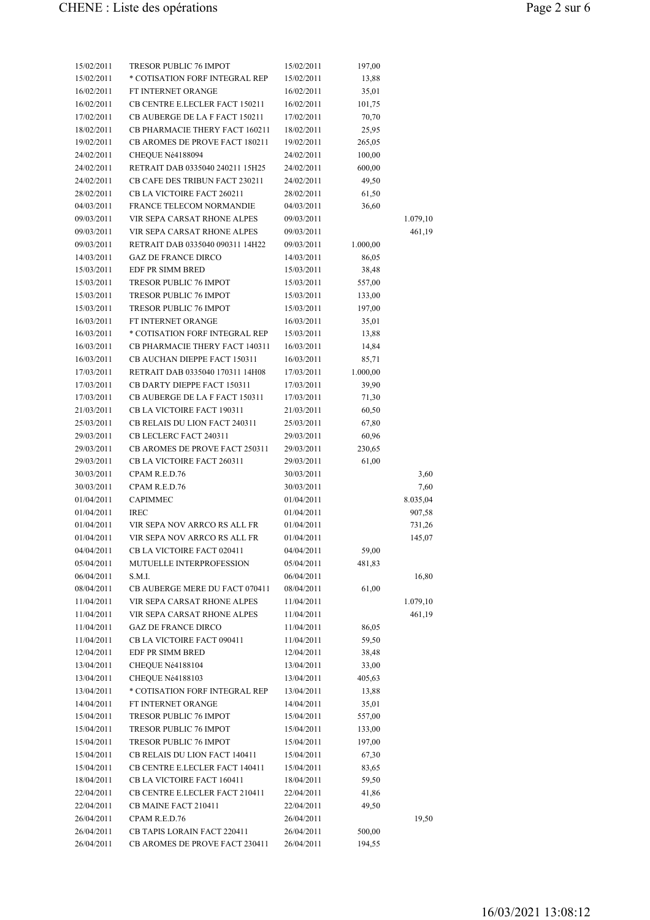| | | | | |
|---|---|---|---|---|
| 15/02/2011 | TRESOR PUBLIC 76 IMPOT | 15/02/2011 | 197,00 | |
| 15/02/2011 | * COTISATION FORF INTEGRAL REP | 15/02/2011 | 13,88 | |
| 16/02/2011 | FT INTERNET ORANGE | 16/02/2011 | 35,01 | |
| 16/02/2011 | CB CENTRE E.LECLER FACT 150211 | 16/02/2011 | 101,75 | |
| 17/02/2011 | CB AUBERGE DE LA F FACT 150211 | 17/02/2011 | 70,70 | |
| 18/02/2011 | CB PHARMACIE THERY FACT 160211 | 18/02/2011 | 25,95 | |
| 19/02/2011 | CB AROMES DE PROVE FACT 180211 | 19/02/2011 | 265,05 | |
| 24/02/2011 | CHEQUE Né4188094 | 24/02/2011 | 100,00 | |
| 24/02/2011 | RETRAIT DAB 0335040 240211 15H25 | 24/02/2011 | 600,00 | |
| 24/02/2011 | CB CAFE DES TRIBUN FACT 230211 | 24/02/2011 | 49,50 | |
| 28/02/2011 | CB LA VICTOIRE FACT 260211 | 28/02/2011 | 61,50 | |
| 04/03/2011 | FRANCE TELECOM NORMANDIE | 04/03/2011 | 36,60 | |
| 09/03/2011 | VIR SEPA CARSAT RHONE ALPES | 09/03/2011 | | 1.079,10 |
| 09/03/2011 | VIR SEPA CARSAT RHONE ALPES | 09/03/2011 | | 461,19 |
| 09/03/2011 | RETRAIT DAB 0335040 090311 14H22 | 09/03/2011 | 1.000,00 | |
| 14/03/2011 | GAZ DE FRANCE DIRCO | 14/03/2011 | 86,05 | |
| 15/03/2011 | EDF PR SIMM BRED | 15/03/2011 | 38,48 | |
| 15/03/2011 | TRESOR PUBLIC 76 IMPOT | 15/03/2011 | 557,00 | |
| 15/03/2011 | TRESOR PUBLIC 76 IMPOT | 15/03/2011 | 133,00 | |
| 15/03/2011 | TRESOR PUBLIC 76 IMPOT | 15/03/2011 | 197,00 | |
| 16/03/2011 | FT INTERNET ORANGE | 16/03/2011 | 35,01 | |
| 16/03/2011 | * COTISATION FORF INTEGRAL REP | 15/03/2011 | 13,88 | |
| 16/03/2011 | CB PHARMACIE THERY FACT 140311 | 16/03/2011 | 14,84 | |
| 16/03/2011 | CB AUCHAN DIEPPE FACT 150311 | 16/03/2011 | 85,71 | |
| 17/03/2011 | RETRAIT DAB 0335040 170311 14H08 | 17/03/2011 | 1.000,00 | |
| 17/03/2011 | CB DARTY DIEPPE FACT 150311 | 17/03/2011 | 39,90 | |
| 17/03/2011 | CB AUBERGE DE LA F FACT 150311 | 17/03/2011 | 71,30 | |
| 21/03/2011 | CB LA VICTOIRE FACT 190311 | 21/03/2011 | 60,50 | |
| 25/03/2011 | CB RELAIS DU LION FACT 240311 | 25/03/2011 | 67,80 | |
| 29/03/2011 | CB LECLERC FACT 240311 | 29/03/2011 | 60,96 | |
| 29/03/2011 | CB AROMES DE PROVE FACT 250311 | 29/03/2011 | 230,65 | |
| 29/03/2011 | CB LA VICTOIRE FACT 260311 | 29/03/2011 | 61,00 | |
| 30/03/2011 | CPAM R.E.D.76 | 30/03/2011 | | 3,60 |
| 30/03/2011 | CPAM R.E.D.76 | 30/03/2011 | | 7,60 |
| 01/04/2011 | CAPIMMEC | 01/04/2011 | | 8.035,04 |
| 01/04/2011 | IREC | 01/04/2011 | | 907,58 |
| 01/04/2011 | VIR SEPA NOV ARRCO RS ALL FR | 01/04/2011 | | 731,26 |
| 01/04/2011 | VIR SEPA NOV ARRCO RS ALL FR | 01/04/2011 | | 145,07 |
| 04/04/2011 | CB LA VICTOIRE FACT 020411 | 04/04/2011 | 59,00 | |
| 05/04/2011 | MUTUELLE INTERPROFESSION | 05/04/2011 | 481,83 | |
| 06/04/2011 | S.M.I. | 06/04/2011 | | 16,80 |
| 08/04/2011 | CB AUBERGE MERE DU FACT 070411 | 08/04/2011 | 61,00 | |
| 11/04/2011 | VIR SEPA CARSAT RHONE ALPES | 11/04/2011 | | 1.079,10 |
| 11/04/2011 | VIR SEPA CARSAT RHONE ALPES | 11/04/2011 | | 461,19 |
| 11/04/2011 | GAZ DE FRANCE DIRCO | 11/04/2011 | 86,05 | |
| 11/04/2011 | CB LA VICTOIRE FACT 090411 | 11/04/2011 | 59,50 | |
| 12/04/2011 | EDF PR SIMM BRED | 12/04/2011 | 38,48 | |
| 13/04/2011 | CHEQUE Né4188104 | 13/04/2011 | 33,00 | |
| 13/04/2011 | CHEQUE Né4188103 | 13/04/2011 | 405,63 | |
| 13/04/2011 | * COTISATION FORF INTEGRAL REP | 13/04/2011 | 13,88 | |
| 14/04/2011 | FT INTERNET ORANGE | 14/04/2011 | 35,01 | |
| 15/04/2011 | TRESOR PUBLIC 76 IMPOT | 15/04/2011 | 557,00 | |
| 15/04/2011 | TRESOR PUBLIC 76 IMPOT | 15/04/2011 | 133,00 | |
| 15/04/2011 | TRESOR PUBLIC 76 IMPOT | 15/04/2011 | 197,00 | |
| 15/04/2011 | CB RELAIS DU LION FACT 140411 | 15/04/2011 | 67,30 | |
| 15/04/2011 | CB CENTRE E.LECLER FACT 140411 | 15/04/2011 | 83,65 | |
| 18/04/2011 | CB LA VICTOIRE FACT 160411 | 18/04/2011 | 59,50 | |
| 22/04/2011 | CB CENTRE E.LECLER FACT 210411 | 22/04/2011 | 41,86 | |
| 22/04/2011 | CB MAINE FACT 210411 | 22/04/2011 | 49,50 | |
| 26/04/2011 | CPAM R.E.D.76 | 26/04/2011 | | 19,50 |
| 26/04/2011 | CB TAPIS LORAIN FACT 220411 | 26/04/2011 | 500,00 | |
| 26/04/2011 | CB AROMES DE PROVE FACT 230411 | 26/04/2011 | 194,55 | |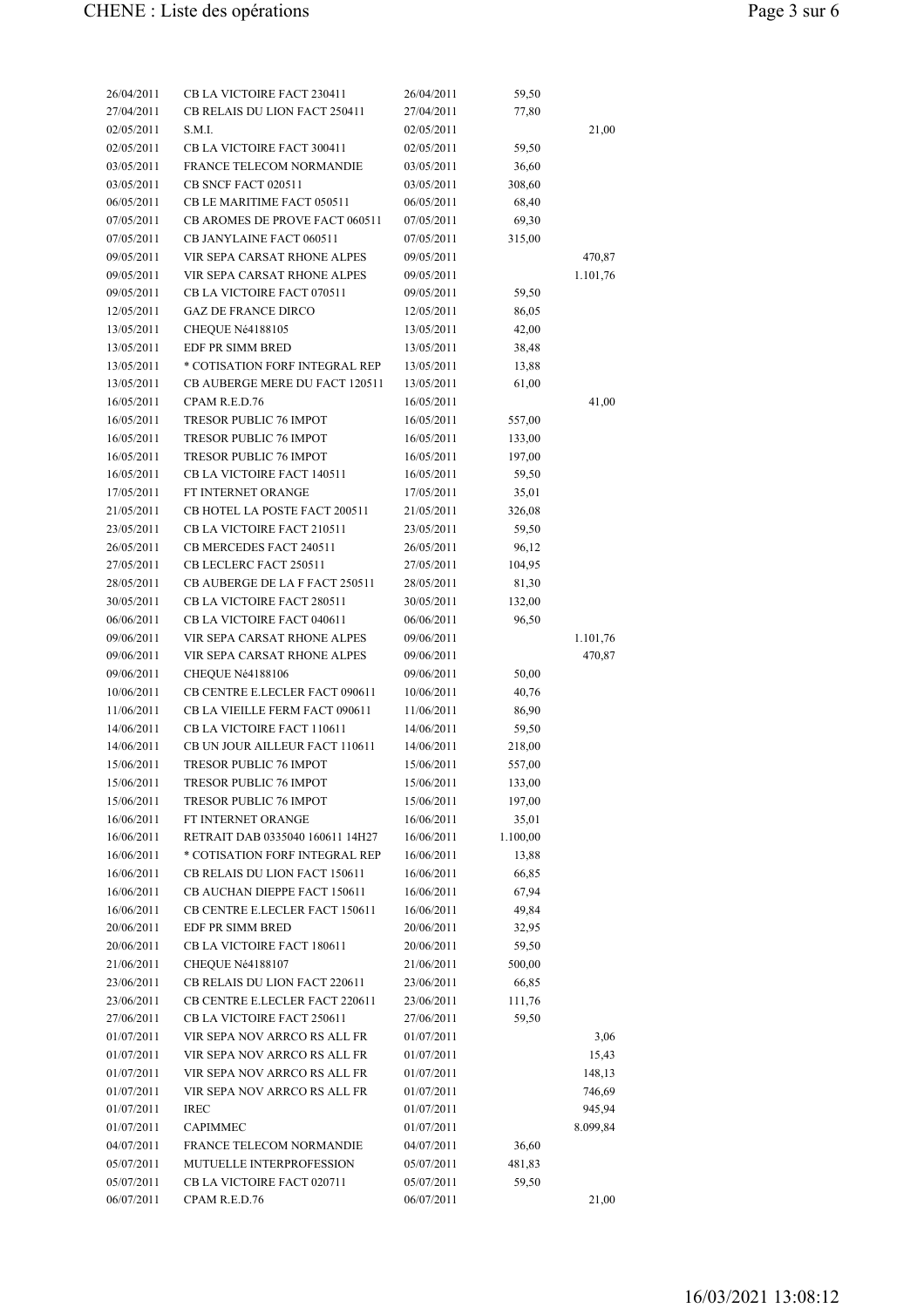| | | | | |
|---|---|---|---|---|
| 26/04/2011 | CB LA VICTOIRE FACT 230411 | 26/04/2011 | 59,50 | |
| 27/04/2011 | CB RELAIS DU LION FACT 250411 | 27/04/2011 | 77,80 | |
| 02/05/2011 | S.M.I. | 02/05/2011 | | 21,00 |
| 02/05/2011 | CB LA VICTOIRE FACT 300411 | 02/05/2011 | 59,50 | |
| 03/05/2011 | FRANCE TELECOM NORMANDIE | 03/05/2011 | 36,60 | |
| 03/05/2011 | CB SNCF FACT 020511 | 03/05/2011 | 308,60 | |
| 06/05/2011 | CB LE MARITIME FACT 050511 | 06/05/2011 | 68,40 | |
| 07/05/2011 | CB AROMES DE PROVE FACT 060511 | 07/05/2011 | 69,30 | |
| 07/05/2011 | CB JANYLAINE FACT 060511 | 07/05/2011 | 315,00 | |
| 09/05/2011 | VIR SEPA CARSAT RHONE ALPES | 09/05/2011 | | 470,87 |
| 09/05/2011 | VIR SEPA CARSAT RHONE ALPES | 09/05/2011 | | 1.101,76 |
| 09/05/2011 | CB LA VICTOIRE FACT 070511 | 09/05/2011 | 59,50 | |
| 12/05/2011 | GAZ DE FRANCE DIRCO | 12/05/2011 | 86,05 | |
| 13/05/2011 | CHEQUE Nó4188105 | 13/05/2011 | 42,00 | |
| 13/05/2011 | EDF PR SIMM BRED | 13/05/2011 | 38,48 | |
| 13/05/2011 | * COTISATION FORF INTEGRAL REP | 13/05/2011 | 13,88 | |
| 13/05/2011 | CB AUBERGE MERE DU FACT 120511 | 13/05/2011 | 61,00 | |
| 16/05/2011 | CPAM R.E.D.76 | 16/05/2011 | | 41,00 |
| 16/05/2011 | TRESOR PUBLIC 76 IMPOT | 16/05/2011 | 557,00 | |
| 16/05/2011 | TRESOR PUBLIC 76 IMPOT | 16/05/2011 | 133,00 | |
| 16/05/2011 | TRESOR PUBLIC 76 IMPOT | 16/05/2011 | 197,00 | |
| 16/05/2011 | CB LA VICTOIRE FACT 140511 | 16/05/2011 | 59,50 | |
| 17/05/2011 | FT INTERNET ORANGE | 17/05/2011 | 35,01 | |
| 21/05/2011 | CB HOTEL LA POSTE FACT 200511 | 21/05/2011 | 326,08 | |
| 23/05/2011 | CB LA VICTOIRE FACT 210511 | 23/05/2011 | 59,50 | |
| 26/05/2011 | CB MERCEDES FACT 240511 | 26/05/2011 | 96,12 | |
| 27/05/2011 | CB LECLERC FACT 250511 | 27/05/2011 | 104,95 | |
| 28/05/2011 | CB AUBERGE DE LA F FACT 250511 | 28/05/2011 | 81,30 | |
| 30/05/2011 | CB LA VICTOIRE FACT 280511 | 30/05/2011 | 132,00 | |
| 06/06/2011 | CB LA VICTOIRE FACT 040611 | 06/06/2011 | 96,50 | |
| 09/06/2011 | VIR SEPA CARSAT RHONE ALPES | 09/06/2011 | | 1.101,76 |
| 09/06/2011 | VIR SEPA CARSAT RHONE ALPES | 09/06/2011 | | 470,87 |
| 09/06/2011 | CHEQUE Nó4188106 | 09/06/2011 | 50,00 | |
| 10/06/2011 | CB CENTRE E.LECLER FACT 090611 | 10/06/2011 | 40,76 | |
| 11/06/2011 | CB LA VIEILLE FERM FACT 090611 | 11/06/2011 | 86,90 | |
| 14/06/2011 | CB LA VICTOIRE FACT 110611 | 14/06/2011 | 59,50 | |
| 14/06/2011 | CB UN JOUR AILLEUR FACT 110611 | 14/06/2011 | 218,00 | |
| 15/06/2011 | TRESOR PUBLIC 76 IMPOT | 15/06/2011 | 557,00 | |
| 15/06/2011 | TRESOR PUBLIC 76 IMPOT | 15/06/2011 | 133,00 | |
| 15/06/2011 | TRESOR PUBLIC 76 IMPOT | 15/06/2011 | 197,00 | |
| 16/06/2011 | FT INTERNET ORANGE | 16/06/2011 | 35,01 | |
| 16/06/2011 | RETRAIT DAB 0335040 160611 14H27 | 16/06/2011 | 1.100,00 | |
| 16/06/2011 | * COTISATION FORF INTEGRAL REP | 16/06/2011 | 13,88 | |
| 16/06/2011 | CB RELAIS DU LION FACT 150611 | 16/06/2011 | 66,85 | |
| 16/06/2011 | CB AUCHAN DIEPPE FACT 150611 | 16/06/2011 | 67,94 | |
| 16/06/2011 | CB CENTRE E.LECLER FACT 150611 | 16/06/2011 | 49,84 | |
| 20/06/2011 | EDF PR SIMM BRED | 20/06/2011 | 32,95 | |
| 20/06/2011 | CB LA VICTOIRE FACT 180611 | 20/06/2011 | 59,50 | |
| 21/06/2011 | CHEQUE Nó4188107 | 21/06/2011 | 500,00 | |
| 23/06/2011 | CB RELAIS DU LION FACT 220611 | 23/06/2011 | 66,85 | |
| 23/06/2011 | CB CENTRE E.LECLER FACT 220611 | 23/06/2011 | 111,76 | |
| 27/06/2011 | CB LA VICTOIRE FACT 250611 | 27/06/2011 | 59,50 | |
| 01/07/2011 | VIR SEPA NOV ARRCO RS ALL FR | 01/07/2011 | | 3,06 |
| 01/07/2011 | VIR SEPA NOV ARRCO RS ALL FR | 01/07/2011 | | 15,43 |
| 01/07/2011 | VIR SEPA NOV ARRCO RS ALL FR | 01/07/2011 | | 148,13 |
| 01/07/2011 | VIR SEPA NOV ARRCO RS ALL FR | 01/07/2011 | | 746,69 |
| 01/07/2011 | IREC | 01/07/2011 | | 945,94 |
| 01/07/2011 | CAPIMMEC | 01/07/2011 | | 8.099,84 |
| 04/07/2011 | FRANCE TELECOM NORMANDIE | 04/07/2011 | 36,60 | |
| 05/07/2011 | MUTUELLE INTERPROFESSION | 05/07/2011 | 481,83 | |
| 05/07/2011 | CB LA VICTOIRE FACT 020711 | 05/07/2011 | 59,50 | |
| 06/07/2011 | CPAM R.E.D.76 | 06/07/2011 | | 21,00 |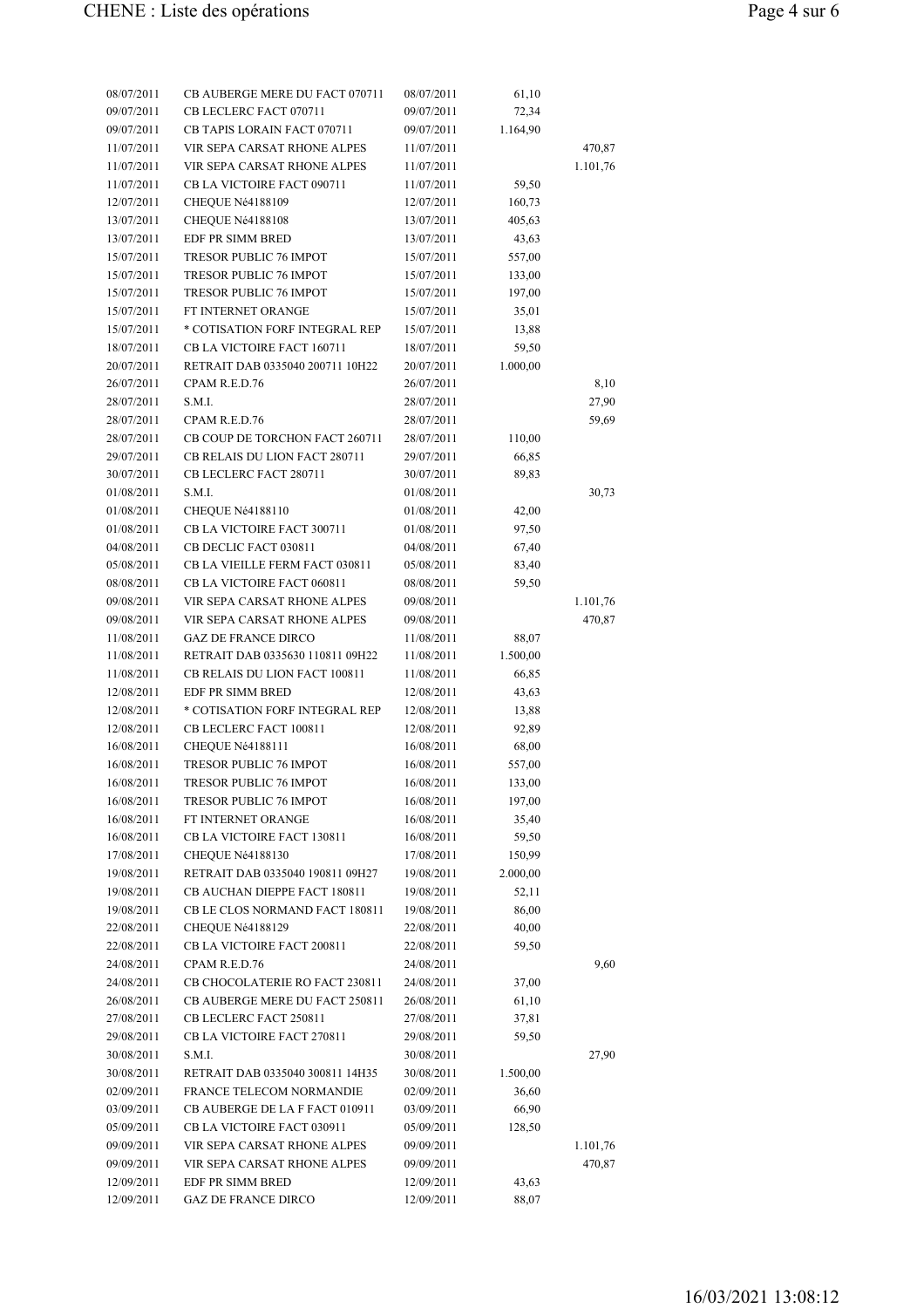| | | | | |
|---|---|---|---|---|
| 08/07/2011 | CB AUBERGE MERE DU FACT 070711 | 08/07/2011 | 61,10 | |
| 09/07/2011 | CB LECLERC FACT 070711 | 09/07/2011 | 72,34 | |
| 09/07/2011 | CB TAPIS LORAIN FACT 070711 | 09/07/2011 | 1.164,90 | |
| 11/07/2011 | VIR SEPA CARSAT RHONE ALPES | 11/07/2011 | | 470,87 |
| 11/07/2011 | VIR SEPA CARSAT RHONE ALPES | 11/07/2011 | | 1.101,76 |
| 11/07/2011 | CB LA VICTOIRE FACT 090711 | 11/07/2011 | 59,50 | |
| 12/07/2011 | CHEQUE Né4188109 | 12/07/2011 | 160,73 | |
| 13/07/2011 | CHEQUE Né4188108 | 13/07/2011 | 405,63 | |
| 13/07/2011 | EDF PR SIMM BRED | 13/07/2011 | 43,63 | |
| 15/07/2011 | TRESOR PUBLIC 76 IMPOT | 15/07/2011 | 557,00 | |
| 15/07/2011 | TRESOR PUBLIC 76 IMPOT | 15/07/2011 | 133,00 | |
| 15/07/2011 | TRESOR PUBLIC 76 IMPOT | 15/07/2011 | 197,00 | |
| 15/07/2011 | FT INTERNET ORANGE | 15/07/2011 | 35,01 | |
| 15/07/2011 | * COTISATION FORF INTEGRAL REP | 15/07/2011 | 13,88 | |
| 18/07/2011 | CB LA VICTOIRE FACT 160711 | 18/07/2011 | 59,50 | |
| 20/07/2011 | RETRAIT DAB 0335040 200711 10H22 | 20/07/2011 | 1.000,00 | |
| 26/07/2011 | CPAM R.E.D.76 | 26/07/2011 | | 8,10 |
| 28/07/2011 | S.M.I. | 28/07/2011 | | 27,90 |
| 28/07/2011 | CPAM R.E.D.76 | 28/07/2011 | | 59,69 |
| 28/07/2011 | CB COUP DE TORCHON FACT 260711 | 28/07/2011 | 110,00 | |
| 29/07/2011 | CB RELAIS DU LION FACT 280711 | 29/07/2011 | 66,85 | |
| 30/07/2011 | CB LECLERC FACT 280711 | 30/07/2011 | 89,83 | |
| 01/08/2011 | S.M.I. | 01/08/2011 | | 30,73 |
| 01/08/2011 | CHEQUE Né4188110 | 01/08/2011 | 42,00 | |
| 01/08/2011 | CB LA VICTOIRE FACT 300711 | 01/08/2011 | 97,50 | |
| 04/08/2011 | CB DECLIC FACT 030811 | 04/08/2011 | 67,40 | |
| 05/08/2011 | CB LA VIEILLE FERM FACT 030811 | 05/08/2011 | 83,40 | |
| 08/08/2011 | CB LA VICTOIRE FACT 060811 | 08/08/2011 | 59,50 | |
| 09/08/2011 | VIR SEPA CARSAT RHONE ALPES | 09/08/2011 | | 1.101,76 |
| 09/08/2011 | VIR SEPA CARSAT RHONE ALPES | 09/08/2011 | | 470,87 |
| 11/08/2011 | GAZ DE FRANCE DIRCO | 11/08/2011 | 88,07 | |
| 11/08/2011 | RETRAIT DAB 0335630 110811 09H22 | 11/08/2011 | 1.500,00 | |
| 11/08/2011 | CB RELAIS DU LION FACT 100811 | 11/08/2011 | 66,85 | |
| 12/08/2011 | EDF PR SIMM BRED | 12/08/2011 | 43,63 | |
| 12/08/2011 | * COTISATION FORF INTEGRAL REP | 12/08/2011 | 13,88 | |
| 12/08/2011 | CB LECLERC FACT 100811 | 12/08/2011 | 92,89 | |
| 16/08/2011 | CHEQUE Né4188111 | 16/08/2011 | 68,00 | |
| 16/08/2011 | TRESOR PUBLIC 76 IMPOT | 16/08/2011 | 557,00 | |
| 16/08/2011 | TRESOR PUBLIC 76 IMPOT | 16/08/2011 | 133,00 | |
| 16/08/2011 | TRESOR PUBLIC 76 IMPOT | 16/08/2011 | 197,00 | |
| 16/08/2011 | FT INTERNET ORANGE | 16/08/2011 | 35,40 | |
| 16/08/2011 | CB LA VICTOIRE FACT 130811 | 16/08/2011 | 59,50 | |
| 17/08/2011 | CHEQUE Né4188130 | 17/08/2011 | 150,99 | |
| 19/08/2011 | RETRAIT DAB 0335040 190811 09H27 | 19/08/2011 | 2.000,00 | |
| 19/08/2011 | CB AUCHAN DIEPPE FACT 180811 | 19/08/2011 | 52,11 | |
| 19/08/2011 | CB LE CLOS NORMAND FACT 180811 | 19/08/2011 | 86,00 | |
| 22/08/2011 | CHEQUE Né4188129 | 22/08/2011 | 40,00 | |
| 22/08/2011 | CB LA VICTOIRE FACT 200811 | 22/08/2011 | 59,50 | |
| 24/08/2011 | CPAM R.E.D.76 | 24/08/2011 | | 9,60 |
| 24/08/2011 | CB CHOCOLATERIE RO FACT 230811 | 24/08/2011 | 37,00 | |
| 26/08/2011 | CB AUBERGE MERE DU FACT 250811 | 26/08/2011 | 61,10 | |
| 27/08/2011 | CB LECLERC FACT 250811 | 27/08/2011 | 37,81 | |
| 29/08/2011 | CB LA VICTOIRE FACT 270811 | 29/08/2011 | 59,50 | |
| 30/08/2011 | S.M.I. | 30/08/2011 | | 27,90 |
| 30/08/2011 | RETRAIT DAB 0335040 300811 14H35 | 30/08/2011 | 1.500,00 | |
| 02/09/2011 | FRANCE TELECOM NORMANDIE | 02/09/2011 | 36,60 | |
| 03/09/2011 | CB AUBERGE DE LA F FACT 010911 | 03/09/2011 | 66,90 | |
| 05/09/2011 | CB LA VICTOIRE FACT 030911 | 05/09/2011 | 128,50 | |
| 09/09/2011 | VIR SEPA CARSAT RHONE ALPES | 09/09/2011 | | 1.101,76 |
| 09/09/2011 | VIR SEPA CARSAT RHONE ALPES | 09/09/2011 | | 470,87 |
| 12/09/2011 | EDF PR SIMM BRED | 12/09/2011 | 43,63 | |
| 12/09/2011 | GAZ DE FRANCE DIRCO | 12/09/2011 | 88,07 | |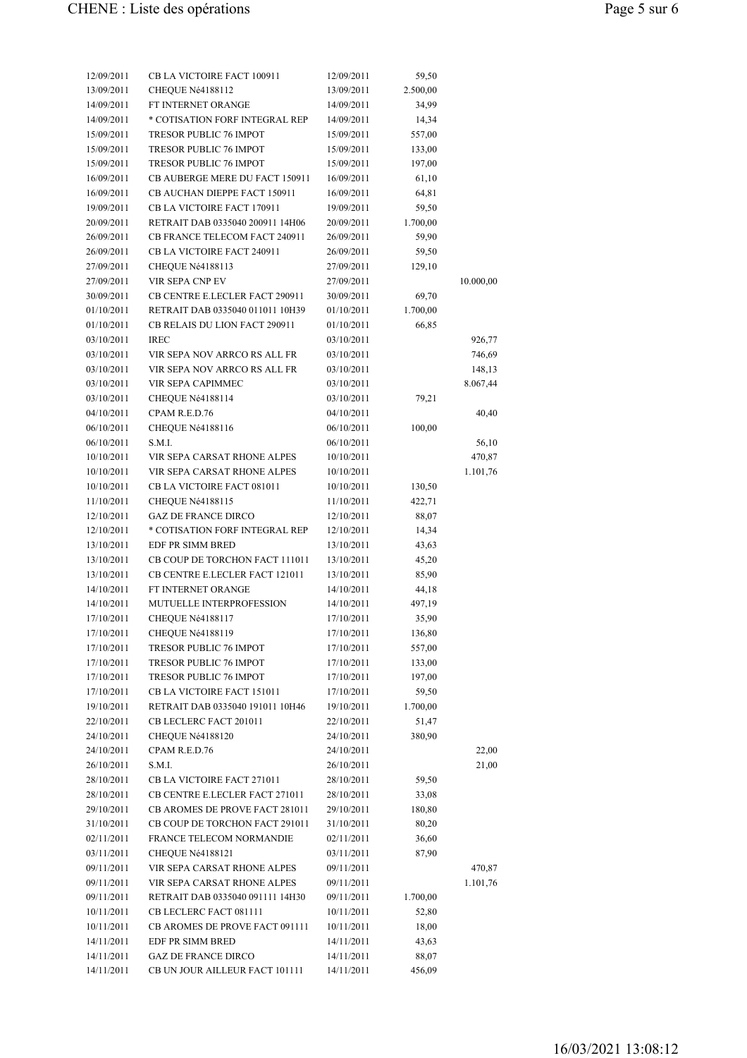| | | | | |
|---|---|---|---|---|
| 12/09/2011 | CB LA VICTOIRE FACT 100911 | 12/09/2011 | 59,50 | |
| 13/09/2011 | CHEQUE Né4188112 | 13/09/2011 | 2.500,00 | |
| 14/09/2011 | FT INTERNET ORANGE | 14/09/2011 | 34,99 | |
| 14/09/2011 | * COTISATION FORF INTEGRAL REP | 14/09/2011 | 14,34 | |
| 15/09/2011 | TRESOR PUBLIC 76 IMPOT | 15/09/2011 | 557,00 | |
| 15/09/2011 | TRESOR PUBLIC 76 IMPOT | 15/09/2011 | 133,00 | |
| 15/09/2011 | TRESOR PUBLIC 76 IMPOT | 15/09/2011 | 197,00 | |
| 16/09/2011 | CB AUBERGE MERE DU FACT 150911 | 16/09/2011 | 61,10 | |
| 16/09/2011 | CB AUCHAN DIEPPE FACT 150911 | 16/09/2011 | 64,81 | |
| 19/09/2011 | CB LA VICTOIRE FACT 170911 | 19/09/2011 | 59,50 | |
| 20/09/2011 | RETRAIT DAB 0335040 200911 14H06 | 20/09/2011 | 1.700,00 | |
| 26/09/2011 | CB FRANCE TELECOM FACT 240911 | 26/09/2011 | 59,90 | |
| 26/09/2011 | CB LA VICTOIRE FACT 240911 | 26/09/2011 | 59,50 | |
| 27/09/2011 | CHEQUE Nè4188113 | 27/09/2011 | 129,10 | |
| 27/09/2011 | VIR SEPA CNP EV | 27/09/2011 | | 10.000,00 |
| 30/09/2011 | CB CENTRE E.LECLER FACT 290911 | 30/09/2011 | 69,70 | |
| 01/10/2011 | RETRAIT DAB 0335040 011011 10H39 | 01/10/2011 | 1.700,00 | |
| 01/10/2011 | CB RELAIS DU LION FACT 290911 | 01/10/2011 | 66,85 | |
| 03/10/2011 | IREC | 03/10/2011 | | 926,77 |
| 03/10/2011 | VIR SEPA NOV ARRCO RS ALL FR | 03/10/2011 | | 746,69 |
| 03/10/2011 | VIR SEPA NOV ARRCO RS ALL FR | 03/10/2011 | | 148,13 |
| 03/10/2011 | VIR SEPA CAPIMMEC | 03/10/2011 | | 8.067,44 |
| 03/10/2011 | CHEQUE Nè4188114 | 03/10/2011 | 79,21 | |
| 04/10/2011 | CPAM R.E.D.76 | 04/10/2011 | | 40,40 |
| 06/10/2011 | CHEQUE Nè4188116 | 06/10/2011 | 100,00 | |
| 06/10/2011 | S.M.I. | 06/10/2011 | | 56,10 |
| 10/10/2011 | VIR SEPA CARSAT RHONE ALPES | 10/10/2011 | | 470,87 |
| 10/10/2011 | VIR SEPA CARSAT RHONE ALPES | 10/10/2011 | | 1.101,76 |
| 10/10/2011 | CB LA VICTOIRE FACT 081011 | 10/10/2011 | 130,50 | |
| 11/10/2011 | CHEQUE Nè4188115 | 11/10/2011 | 422,71 | |
| 12/10/2011 | GAZ DE FRANCE DIRCO | 12/10/2011 | 88,07 | |
| 12/10/2011 | * COTISATION FORF INTEGRAL REP | 12/10/2011 | 14,34 | |
| 13/10/2011 | EDF PR SIMM BRED | 13/10/2011 | 43,63 | |
| 13/10/2011 | CB COUP DE TORCHON FACT 111011 | 13/10/2011 | 45,20 | |
| 13/10/2011 | CB CENTRE E.LECLER FACT 121011 | 13/10/2011 | 85,90 | |
| 14/10/2011 | FT INTERNET ORANGE | 14/10/2011 | 44,18 | |
| 14/10/2011 | MUTUELLE INTERPROFESSION | 14/10/2011 | 497,19 | |
| 17/10/2011 | CHEQUE Nè4188117 | 17/10/2011 | 35,90 | |
| 17/10/2011 | CHEQUE Nè4188119 | 17/10/2011 | 136,80 | |
| 17/10/2011 | TRESOR PUBLIC 76 IMPOT | 17/10/2011 | 557,00 | |
| 17/10/2011 | TRESOR PUBLIC 76 IMPOT | 17/10/2011 | 133,00 | |
| 17/10/2011 | TRESOR PUBLIC 76 IMPOT | 17/10/2011 | 197,00 | |
| 17/10/2011 | CB LA VICTOIRE FACT 151011 | 17/10/2011 | 59,50 | |
| 19/10/2011 | RETRAIT DAB 0335040 191011 10H46 | 19/10/2011 | 1.700,00 | |
| 22/10/2011 | CB LECLERC FACT 201011 | 22/10/2011 | 51,47 | |
| 24/10/2011 | CHEQUE Nè4188120 | 24/10/2011 | 380,90 | |
| 24/10/2011 | CPAM R.E.D.76 | 24/10/2011 | | 22,00 |
| 26/10/2011 | S.M.I. | 26/10/2011 | | 21,00 |
| 28/10/2011 | CB LA VICTOIRE FACT 271011 | 28/10/2011 | 59,50 | |
| 28/10/2011 | CB CENTRE E.LECLER FACT 271011 | 28/10/2011 | 33,08 | |
| 29/10/2011 | CB AROMES DE PROVE FACT 281011 | 29/10/2011 | 180,80 | |
| 31/10/2011 | CB COUP DE TORCHON FACT 291011 | 31/10/2011 | 80,20 | |
| 02/11/2011 | FRANCE TELECOM NORMANDIE | 02/11/2011 | 36,60 | |
| 03/11/2011 | CHEQUE Nè4188121 | 03/11/2011 | 87,90 | |
| 09/11/2011 | VIR SEPA CARSAT RHONE ALPES | 09/11/2011 | | 470,87 |
| 09/11/2011 | VIR SEPA CARSAT RHONE ALPES | 09/11/2011 | | 1.101,76 |
| 09/11/2011 | RETRAIT DAB 0335040 091111 14H30 | 09/11/2011 | 1.700,00 | |
| 10/11/2011 | CB LECLERC FACT 081111 | 10/11/2011 | 52,80 | |
| 10/11/2011 | CB AROMES DE PROVE FACT 091111 | 10/11/2011 | 18,00 | |
| 14/11/2011 | EDF PR SIMM BRED | 14/11/2011 | 43,63 | |
| 14/11/2011 | GAZ DE FRANCE DIRCO | 14/11/2011 | 88,07 | |
| 14/11/2011 | CB UN JOUR AILLEUR FACT 101111 | 14/11/2011 | 456,09 | |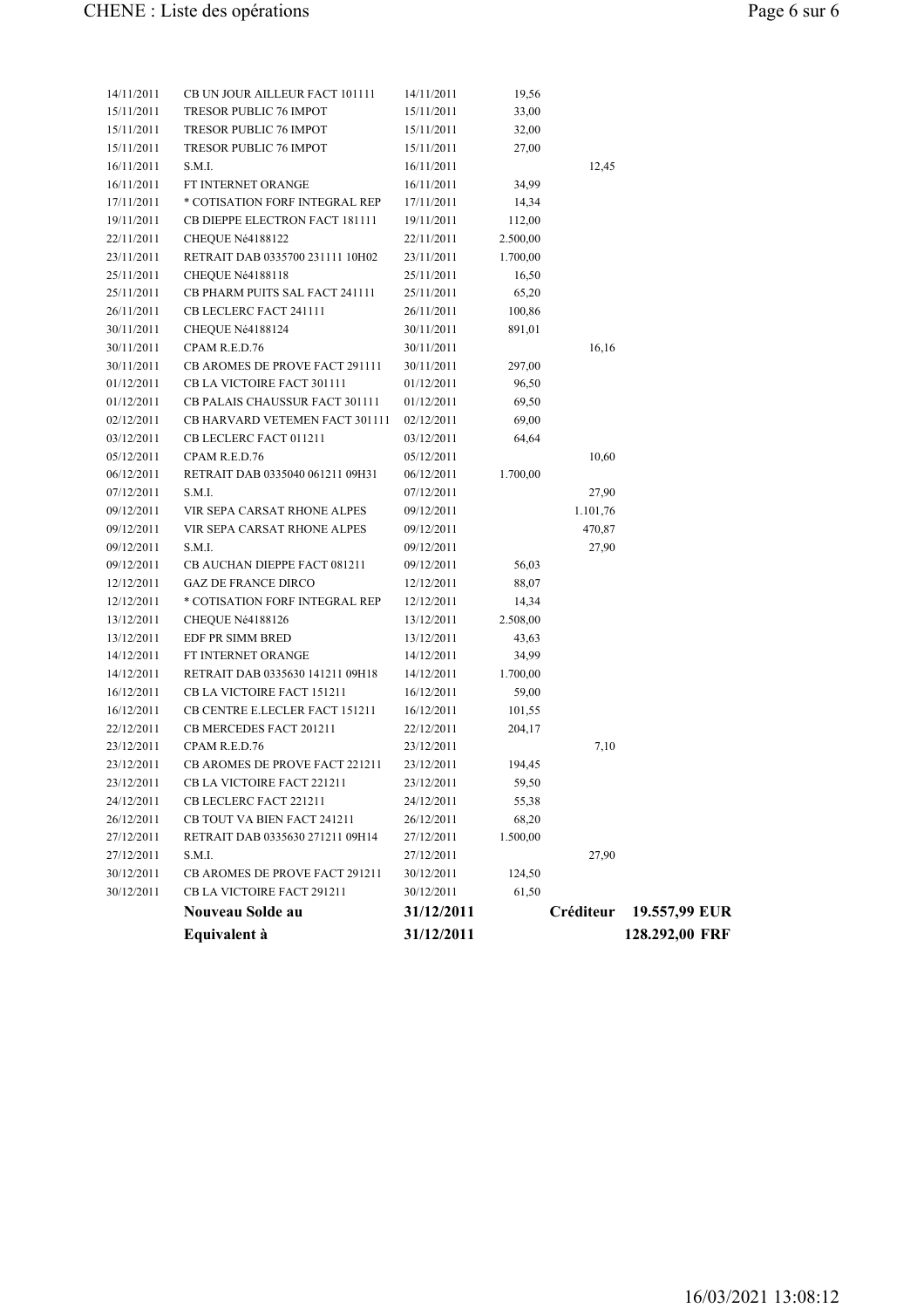| | | | | | |
|---|---|---|---|---|---|
| 14/11/2011 | CB UN JOUR AILLEUR FACT 101111 | 14/11/2011 | 19,56 | | |
| 15/11/2011 | TRESOR PUBLIC 76 IMPOT | 15/11/2011 | 33,00 | | |
| 15/11/2011 | TRESOR PUBLIC 76 IMPOT | 15/11/2011 | 32,00 | | |
| 15/11/2011 | TRESOR PUBLIC 76 IMPOT | 15/11/2011 | 27,00 | | |
| 16/11/2011 | S.M.I. | 16/11/2011 | | 12,45 | |
| 16/11/2011 | FT INTERNET ORANGE | 16/11/2011 | 34,99 | | |
| 17/11/2011 | * COTISATION FORF INTEGRAL REP | 17/11/2011 | 14,34 | | |
| 19/11/2011 | CB DIEPPE ELECTRON FACT 181111 | 19/11/2011 | 112,00 | | |
| 22/11/2011 | CHEQUE Né4188122 | 22/11/2011 | 2.500,00 | | |
| 23/11/2011 | RETRAIT DAB 0335700 231111 10H02 | 23/11/2011 | 1.700,00 | | |
| 25/11/2011 | CHEQUE Né4188118 | 25/11/2011 | 16,50 | | |
| 25/11/2011 | CB PHARM PUITS SAL FACT 241111 | 25/11/2011 | 65,20 | | |
| 26/11/2011 | CB LECLERC FACT 241111 | 26/11/2011 | 100,86 | | |
| 30/11/2011 | CHEQUE Né4188124 | 30/11/2011 | 891,01 | | |
| 30/11/2011 | CPAM R.E.D.76 | 30/11/2011 | | 16,16 | |
| 30/11/2011 | CB AROMES DE PROVE FACT 291111 | 30/11/2011 | 297,00 | | |
| 01/12/2011 | CB LA VICTOIRE FACT 301111 | 01/12/2011 | 96,50 | | |
| 01/12/2011 | CB PALAIS CHAUSSUR FACT 301111 | 01/12/2011 | 69,50 | | |
| 02/12/2011 | CB HARVARD VETEMEN FACT 301111 | 02/12/2011 | 69,00 | | |
| 03/12/2011 | CB LECLERC FACT 011211 | 03/12/2011 | 64,64 | | |
| 05/12/2011 | CPAM R.E.D.76 | 05/12/2011 | | 10,60 | |
| 06/12/2011 | RETRAIT DAB 0335040 061211 09H31 | 06/12/2011 | 1.700,00 | | |
| 07/12/2011 | S.M.I. | 07/12/2011 | | 27,90 | |
| 09/12/2011 | VIR SEPA CARSAT RHONE ALPES | 09/12/2011 | | 1.101,76 | |
| 09/12/2011 | VIR SEPA CARSAT RHONE ALPES | 09/12/2011 | | 470,87 | |
| 09/12/2011 | S.M.I. | 09/12/2011 | | 27,90 | |
| 09/12/2011 | CB AUCHAN DIEPPE FACT 081211 | 09/12/2011 | 56,03 | | |
| 12/12/2011 | GAZ DE FRANCE DIRCO | 12/12/2011 | 88,07 | | |
| 12/12/2011 | * COTISATION FORF INTEGRAL REP | 12/12/2011 | 14,34 | | |
| 13/12/2011 | CHEQUE Né4188126 | 13/12/2011 | 2.508,00 | | |
| 13/12/2011 | EDF PR SIMM BRED | 13/12/2011 | 43,63 | | |
| 14/12/2011 | FT INTERNET ORANGE | 14/12/2011 | 34,99 | | |
| 14/12/2011 | RETRAIT DAB 0335630 141211 09H18 | 14/12/2011 | 1.700,00 | | |
| 16/12/2011 | CB LA VICTOIRE FACT 151211 | 16/12/2011 | 59,00 | | |
| 16/12/2011 | CB CENTRE E.LECLER FACT 151211 | 16/12/2011 | 101,55 | | |
| 22/12/2011 | CB MERCEDES FACT 201211 | 22/12/2011 | 204,17 | | |
| 23/12/2011 | CPAM R.E.D.76 | 23/12/2011 | | 7,10 | |
| 23/12/2011 | CB AROMES DE PROVE FACT 221211 | 23/12/2011 | 194,45 | | |
| 23/12/2011 | CB LA VICTOIRE FACT 221211 | 23/12/2011 | 59,50 | | |
| 24/12/2011 | CB LECLERC FACT 221211 | 24/12/2011 | 55,38 | | |
| 26/12/2011 | CB TOUT VA BIEN FACT 241211 | 26/12/2011 | 68,20 | | |
| 27/12/2011 | RETRAIT DAB 0335630 271211 09H14 | 27/12/2011 | 1.500,00 | | |
| 27/12/2011 | S.M.I. | 27/12/2011 | | 27,90 | |
| 30/12/2011 | CB AROMES DE PROVE FACT 291211 | 30/12/2011 | 124,50 | | |
| 30/12/2011 | CB LA VICTOIRE FACT 291211 | 30/12/2011 | 61,50 | | |
| | **Nouveau Solde au** | **31/12/2011** | | **Créditeur** | **19.557,99 EUR** |
| | **Equivalent à** | **31/12/2011** | | | **128.292,00 FRF** |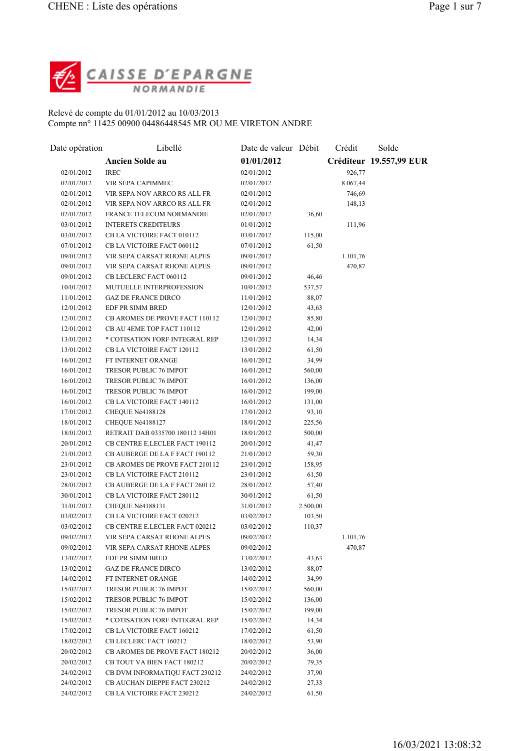**CAISSE D'EPARGNE NORMANDIE**

Relevé de compte du 01/01/2012 au 10/03/2013
Compte nn° 11425 00900 04486448545 MR OU ME VIRETON ANDRE

| Date opération | Libellé | Date de valeur | Débit | Crédit | Solde |
|---|---|---|---|---|---|
| | **Ancien Solde au** | **01/01/2012** | | **Créditeur** | **19.557,99 EUR** |
| 02/01/2012 | IREC | 02/01/2012 | | 926,77 | |
| 02/01/2012 | VIR SEPA CAPIMMEC | 02/01/2012 | | 8.067,44 | |
| 02/01/2012 | VIR SEPA NOV ARRCO RS ALL FR | 02/01/2012 | | 746,69 | |
| 02/01/2012 | VIR SEPA NOV ARRCO RS ALL FR | 02/01/2012 | | 148,13 | |
| 02/01/2012 | FRANCE TELECOM NORMANDIE | 02/01/2012 | 36,60 | | |
| 03/01/2012 | INTERETS CREDITEURS | 01/01/2012 | | 111,96 | |
| 03/01/2012 | CB LA VICTOIRE FACT 010112 | 03/01/2012 | 115,00 | | |
| 07/01/2012 | CB LA VICTOIRE FACT 060112 | 07/01/2012 | 61,50 | | |
| 09/01/2012 | VIR SEPA CARSAT RHONE ALPES | 09/01/2012 | | 1.101,76 | |
| 09/01/2012 | VIR SEPA CARSAT RHONE ALPES | 09/01/2012 | | 470,87 | |
| 09/01/2012 | CB LECLERC FACT 060112 | 09/01/2012 | 46,46 | | |
| 10/01/2012 | MUTUELLE INTERPROFESSION | 10/01/2012 | 537,57 | | |
| 11/01/2012 | GAZ DE FRANCE DIRCO | 11/01/2012 | 88,07 | | |
| 12/01/2012 | EDF PR SIMM BRED | 12/01/2012 | 43,63 | | |
| 12/01/2012 | CB AROMES DE PROVE FACT 110112 | 12/01/2012 | 85,80 | | |
| 12/01/2012 | CB AU 4EME TOP FACT 110112 | 12/01/2012 | 42,00 | | |
| 13/01/2012 | * COTISATION FORF INTEGRAL REP | 12/01/2012 | 14,34 | | |
| 13/01/2012 | CB LA VICTOIRE FACT 120112 | 13/01/2012 | 61,50 | | |
| 16/01/2012 | FT INTERNET ORANGE | 16/01/2012 | 34,99 | | |
| 16/01/2012 | TRESOR PUBLIC 76 IMPOT | 16/01/2012 | 560,00 | | |
| 16/01/2012 | TRESOR PUBLIC 76 IMPOT | 16/01/2012 | 136,00 | | |
| 16/01/2012 | TRESOR PUBLIC 76 IMPOT | 16/01/2012 | 199,00 | | |
| 16/01/2012 | CB LA VICTOIRE FACT 140112 | 16/01/2012 | 131,00 | | |
| 17/01/2012 | CHEQUE Né4188128 | 17/01/2012 | 93,10 | | |
| 18/01/2012 | CHEQUE Né4188127 | 18/01/2012 | 225,56 | | |
| 18/01/2012 | RETRAIT DAB 0335700 180112 14H01 | 18/01/2012 | 500,00 | | |
| 20/01/2012 | CB CENTRE E.LECLER FACT 190112 | 20/01/2012 | 41,47 | | |
| 21/01/2012 | CB AUBERGE DE LA F FACT 190112 | 21/01/2012 | 59,30 | | |
| 23/01/2012 | CB AROMES DE PROVE FACT 210112 | 23/01/2012 | 158,95 | | |
| 23/01/2012 | CB LA VICTOIRE FACT 210112 | 23/01/2012 | 61,50 | | |
| 28/01/2012 | CB AUBERGE DE LA F FACT 260112 | 28/01/2012 | 57,40 | | |
| 30/01/2012 | CB LA VICTOIRE FACT 280112 | 30/01/2012 | 61,50 | | |
| 31/01/2012 | CHEQUE Né4188131 | 31/01/2012 | 2.500,00 | | |
| 03/02/2012 | CB LA VICTOIRE FACT 020212 | 03/02/2012 | 103,50 | | |
| 03/02/2012 | CB CENTRE E.LECLER FACT 020212 | 03/02/2012 | 110,37 | | |
| 09/02/2012 | VIR SEPA CARSAT RHONE ALPES | 09/02/2012 | | 1.101,76 | |
| 09/02/2012 | VIR SEPA CARSAT RHONE ALPES | 09/02/2012 | | 470,87 | |
| 13/02/2012 | EDF PR SIMM BRED | 13/02/2012 | 43,63 | | |
| 13/02/2012 | GAZ DE FRANCE DIRCO | 13/02/2012 | 88,07 | | |
| 14/02/2012 | FT INTERNET ORANGE | 14/02/2012 | 34,99 | | |
| 15/02/2012 | TRESOR PUBLIC 76 IMPOT | 15/02/2012 | 560,00 | | |
| 15/02/2012 | TRESOR PUBLIC 76 IMPOT | 15/02/2012 | 136,00 | | |
| 15/02/2012 | TRESOR PUBLIC 76 IMPOT | 15/02/2012 | 199,00 | | |
| 15/02/2012 | * COTISATION FORF INTEGRAL REP | 15/02/2012 | 14,34 | | |
| 17/02/2012 | CB LA VICTOIRE FACT 160212 | 17/02/2012 | 61,50 | | |
| 18/02/2012 | CB LECLERC FACT 160212 | 18/02/2012 | 53,90 | | |
| 20/02/2012 | CB AROMES DE PROVE FACT 180212 | 20/02/2012 | 36,00 | | |
| 20/02/2012 | CB TOUT VA BIEN FACT 180212 | 20/02/2012 | 79,35 | | |
| 24/02/2012 | CB DVM INFORMATIQU FACT 230212 | 24/02/2012 | 37,90 | | |
| 24/02/2012 | CB AUCHAN DIEPPE FACT 230212 | 24/02/2012 | 27,33 | | |
| 24/02/2012 | CB LA VICTOIRE FACT 230212 | 24/02/2012 | 61,50 | | |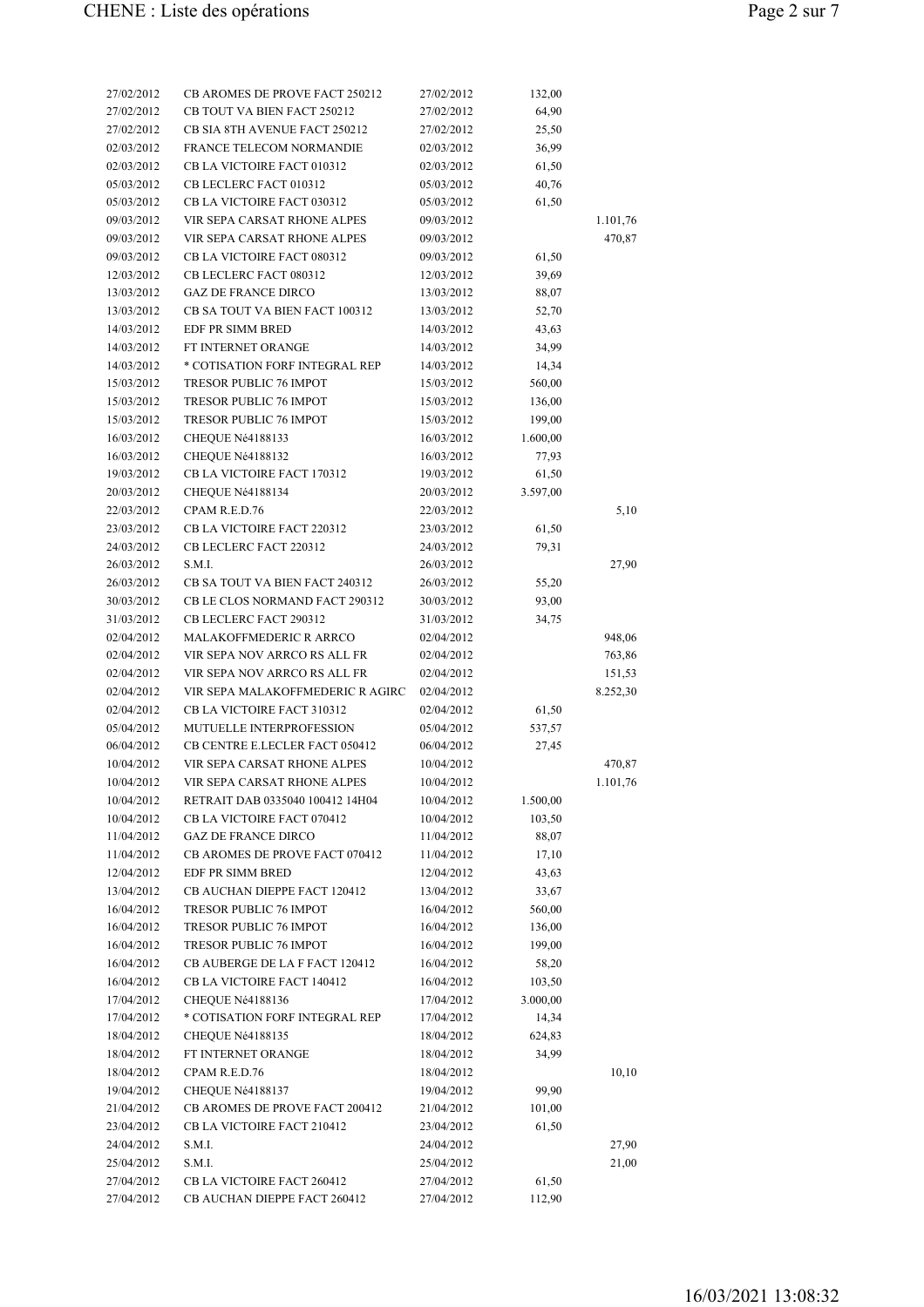| | | | | |
|---|---|---|---|---|
| 27/02/2012 | CB AROMES DE PROVE FACT 250212 | 27/02/2012 | 132,00 | |
| 27/02/2012 | CB TOUT VA BIEN FACT 250212 | 27/02/2012 | 64,90 | |
| 27/02/2012 | CB SIA 8TH AVENUE FACT 250212 | 27/02/2012 | 25,50 | |
| 02/03/2012 | FRANCE TELECOM NORMANDIE | 02/03/2012 | 36,99 | |
| 02/03/2012 | CB LA VICTOIRE FACT 010312 | 02/03/2012 | 61,50 | |
| 05/03/2012 | CB LECLERC FACT 010312 | 05/03/2012 | 40,76 | |
| 05/03/2012 | CB LA VICTOIRE FACT 030312 | 05/03/2012 | 61,50 | |
| 09/03/2012 | VIR SEPA CARSAT RHONE ALPES | 09/03/2012 | | 1.101,76 |
| 09/03/2012 | VIR SEPA CARSAT RHONE ALPES | 09/03/2012 | | 470,87 |
| 09/03/2012 | CB LA VICTOIRE FACT 080312 | 09/03/2012 | 61,50 | |
| 12/03/2012 | CB LECLERC FACT 080312 | 12/03/2012 | 39,69 | |
| 13/03/2012 | GAZ DE FRANCE DIRCO | 13/03/2012 | 88,07 | |
| 13/03/2012 | CB SA TOUT VA BIEN FACT 100312 | 13/03/2012 | 52,70 | |
| 14/03/2012 | EDF PR SIMM BRED | 14/03/2012 | 43,63 | |
| 14/03/2012 | FT INTERNET ORANGE | 14/03/2012 | 34,99 | |
| 14/03/2012 | * COTISATION FORF INTEGRAL REP | 14/03/2012 | 14,34 | |
| 15/03/2012 | TRESOR PUBLIC 76 IMPOT | 15/03/2012 | 560,00 | |
| 15/03/2012 | TRESOR PUBLIC 76 IMPOT | 15/03/2012 | 136,00 | |
| 15/03/2012 | TRESOR PUBLIC 76 IMPOT | 15/03/2012 | 199,00 | |
| 16/03/2012 | CHEQUE Né4188133 | 16/03/2012 | 1.600,00 | |
| 16/03/2012 | CHEQUE Né4188132 | 16/03/2012 | 77,93 | |
| 19/03/2012 | CB LA VICTOIRE FACT 170312 | 19/03/2012 | 61,50 | |
| 20/03/2012 | CHEQUE Né4188134 | 20/03/2012 | 3.597,00 | |
| 22/03/2012 | CPAM R.E.D.76 | 22/03/2012 | | 5,10 |
| 23/03/2012 | CB LA VICTOIRE FACT 220312 | 23/03/2012 | 61,50 | |
| 24/03/2012 | CB LECLERC FACT 220312 | 24/03/2012 | 79,31 | |
| 26/03/2012 | S.M.I. | 26/03/2012 | | 27,90 |
| 26/03/2012 | CB SA TOUT VA BIEN FACT 240312 | 26/03/2012 | 55,20 | |
| 30/03/2012 | CB LE CLOS NORMAND FACT 290312 | 30/03/2012 | 93,00 | |
| 31/03/2012 | CB LECLERC FACT 290312 | 31/03/2012 | 34,75 | |
| 02/04/2012 | MALAKOFFMEDERIC R ARRCO | 02/04/2012 | | 948,06 |
| 02/04/2012 | VIR SEPA NOV ARRCO RS ALL FR | 02/04/2012 | | 763,86 |
| 02/04/2012 | VIR SEPA NOV ARRCO RS ALL FR | 02/04/2012 | | 151,53 |
| 02/04/2012 | VIR SEPA MALAKOFFMEDERIC R AGIRC | 02/04/2012 | | 8.252,30 |
| 02/04/2012 | CB LA VICTOIRE FACT 310312 | 02/04/2012 | 61,50 | |
| 05/04/2012 | MUTUELLE INTERPROFESSION | 05/04/2012 | 537,57 | |
| 06/04/2012 | CB CENTRE E.LECLER FACT 050412 | 06/04/2012 | 27,45 | |
| 10/04/2012 | VIR SEPA CARSAT RHONE ALPES | 10/04/2012 | | 470,87 |
| 10/04/2012 | VIR SEPA CARSAT RHONE ALPES | 10/04/2012 | | 1.101,76 |
| 10/04/2012 | RETRAIT DAB 0335040 100412 14H04 | 10/04/2012 | 1.500,00 | |
| 10/04/2012 | CB LA VICTOIRE FACT 070412 | 10/04/2012 | 103,50 | |
| 11/04/2012 | GAZ DE FRANCE DIRCO | 11/04/2012 | 88,07 | |
| 11/04/2012 | CB AROMES DE PROVE FACT 070412 | 11/04/2012 | 17,10 | |
| 12/04/2012 | EDF PR SIMM BRED | 12/04/2012 | 43,63 | |
| 13/04/2012 | CB AUCHAN DIEPPE FACT 120412 | 13/04/2012 | 33,67 | |
| 16/04/2012 | TRESOR PUBLIC 76 IMPOT | 16/04/2012 | 560,00 | |
| 16/04/2012 | TRESOR PUBLIC 76 IMPOT | 16/04/2012 | 136,00 | |
| 16/04/2012 | TRESOR PUBLIC 76 IMPOT | 16/04/2012 | 199,00 | |
| 16/04/2012 | CB AUBERGE DE LA F FACT 120412 | 16/04/2012 | 58,20 | |
| 16/04/2012 | CB LA VICTOIRE FACT 140412 | 16/04/2012 | 103,50 | |
| 17/04/2012 | CHEQUE Né4188136 | 17/04/2012 | 3.000,00 | |
| 17/04/2012 | * COTISATION FORF INTEGRAL REP | 17/04/2012 | 14,34 | |
| 18/04/2012 | CHEQUE Né4188135 | 18/04/2012 | 624,83 | |
| 18/04/2012 | FT INTERNET ORANGE | 18/04/2012 | 34,99 | |
| 18/04/2012 | CPAM R.E.D.76 | 18/04/2012 | | 10,10 |
| 19/04/2012 | CHEQUE Né4188137 | 19/04/2012 | 99,90 | |
| 21/04/2012 | CB AROMES DE PROVE FACT 200412 | 21/04/2012 | 101,00 | |
| 23/04/2012 | CB LA VICTOIRE FACT 210412 | 23/04/2012 | 61,50 | |
| 24/04/2012 | S.M.I. | 24/04/2012 | | 27,90 |
| 25/04/2012 | S.M.I. | 25/04/2012 | | 21,00 |
| 27/04/2012 | CB LA VICTOIRE FACT 260412 | 27/04/2012 | 61,50 | |
| 27/04/2012 | CB AUCHAN DIEPPE FACT 260412 | 27/04/2012 | 112,90 | |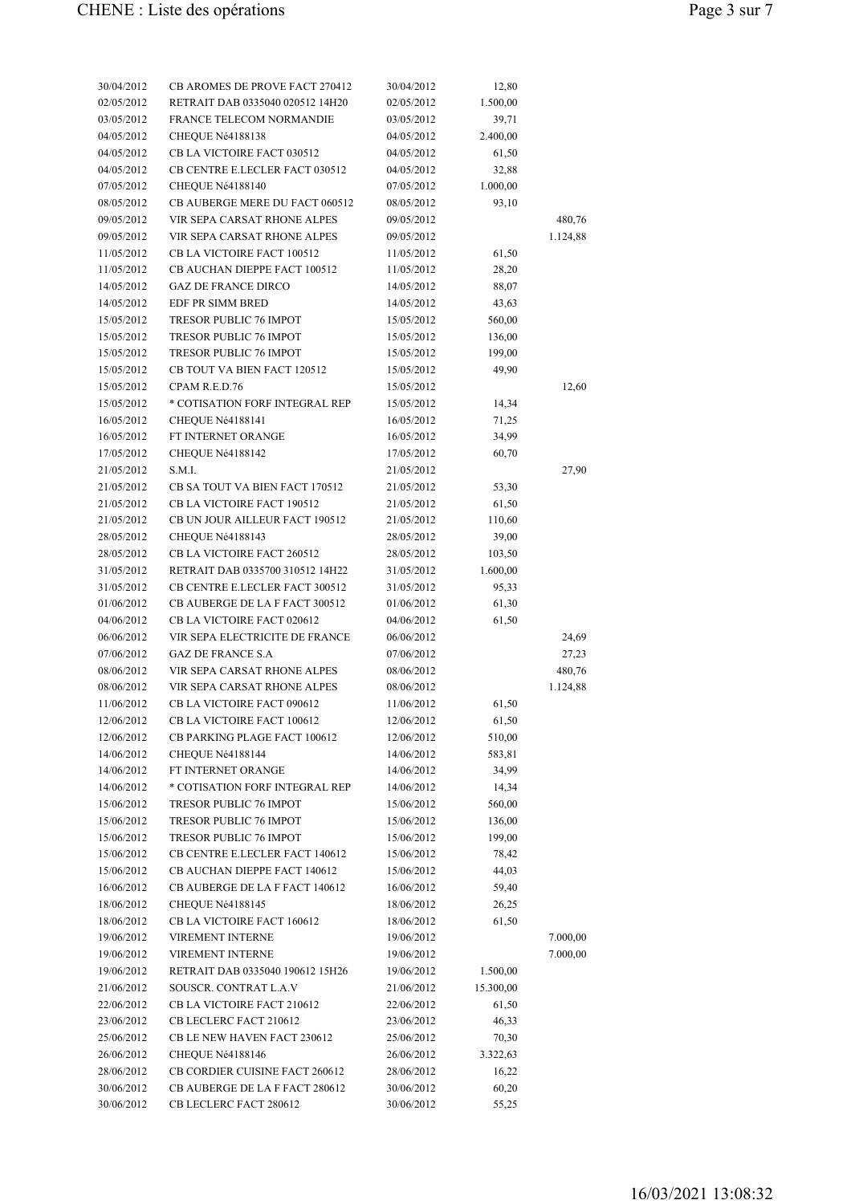| | | | | |
|---|---|---|---|---|
| 30/04/2012 | CB AROMES DE PROVE FACT 270412 | 30/04/2012 | 12,80 | |
| 02/05/2012 | RETRAIT DAB 0335040 020512 14H20 | 02/05/2012 | 1.500,00 | |
| 03/05/2012 | FRANCE TELECOM NORMANDIE | 03/05/2012 | 39,71 | |
| 04/05/2012 | CHEQUE Né4188138 | 04/05/2012 | 2.400,00 | |
| 04/05/2012 | CB LA VICTOIRE FACT 030512 | 04/05/2012 | 61,50 | |
| 04/05/2012 | CB CENTRE E.LECLER FACT 030512 | 04/05/2012 | 32,88 | |
| 07/05/2012 | CHEQUE Né4188140 | 07/05/2012 | 1.000,00 | |
| 08/05/2012 | CB AUBERGE MERE DU FACT 060512 | 08/05/2012 | 93,10 | |
| 09/05/2012 | VIR SEPA CARSAT RHONE ALPES | 09/05/2012 | | 480,76 |
| 09/05/2012 | VIR SEPA CARSAT RHONE ALPES | 09/05/2012 | | 1.124,88 |
| 11/05/2012 | CB LA VICTOIRE FACT 100512 | 11/05/2012 | 61,50 | |
| 11/05/2012 | CB AUCHAN DIEPPE FACT 100512 | 11/05/2012 | 28,20 | |
| 14/05/2012 | GAZ DE FRANCE DIRCO | 14/05/2012 | 88,07 | |
| 14/05/2012 | EDF PR SIMM BRED | 14/05/2012 | 43,63 | |
| 15/05/2012 | TRESOR PUBLIC 76 IMPOT | 15/05/2012 | 560,00 | |
| 15/05/2012 | TRESOR PUBLIC 76 IMPOT | 15/05/2012 | 136,00 | |
| 15/05/2012 | TRESOR PUBLIC 76 IMPOT | 15/05/2012 | 199,00 | |
| 15/05/2012 | CB TOUT VA BIEN FACT 120512 | 15/05/2012 | 49,90 | |
| 15/05/2012 | CPAM R.E.D.76 | 15/05/2012 | | 12,60 |
| 15/05/2012 | * COTISATION FORF INTEGRAL REP | 15/05/2012 | 14,34 | |
| 16/05/2012 | CHEQUE Né4188141 | 16/05/2012 | 71,25 | |
| 16/05/2012 | FT INTERNET ORANGE | 16/05/2012 | 34,99 | |
| 17/05/2012 | CHEQUE Né4188142 | 17/05/2012 | 60,70 | |
| 21/05/2012 | S.M.I. | 21/05/2012 | | 27,90 |
| 21/05/2012 | CB SA TOUT VA BIEN FACT 170512 | 21/05/2012 | 53,30 | |
| 21/05/2012 | CB LA VICTOIRE FACT 190512 | 21/05/2012 | 61,50 | |
| 21/05/2012 | CB UN JOUR AILLEUR FACT 190512 | 21/05/2012 | 110,60 | |
| 28/05/2012 | CHEQUE Né4188143 | 28/05/2012 | 39,00 | |
| 28/05/2012 | CB LA VICTOIRE FACT 260512 | 28/05/2012 | 103,50 | |
| 31/05/2012 | RETRAIT DAB 0335700 310512 14H22 | 31/05/2012 | 1.600,00 | |
| 31/05/2012 | CB CENTRE E.LECLER FACT 300512 | 31/05/2012 | 95,33 | |
| 01/06/2012 | CB AUBERGE DE LA F FACT 300512 | 01/06/2012 | 61,30 | |
| 04/06/2012 | CB LA VICTOIRE FACT 020612 | 04/06/2012 | 61,50 | |
| 06/06/2012 | VIR SEPA ELECTRICITE DE FRANCE | 06/06/2012 | | 24,69 |
| 07/06/2012 | GAZ DE FRANCE S.A | 07/06/2012 | | 27,23 |
| 08/06/2012 | VIR SEPA CARSAT RHONE ALPES | 08/06/2012 | | 480,76 |
| 08/06/2012 | VIR SEPA CARSAT RHONE ALPES | 08/06/2012 | | 1.124,88 |
| 11/06/2012 | CB LA VICTOIRE FACT 090612 | 11/06/2012 | 61,50 | |
| 12/06/2012 | CB LA VICTOIRE FACT 100612 | 12/06/2012 | 61,50 | |
| 12/06/2012 | CB PARKING PLAGE FACT 100612 | 12/06/2012 | 510,00 | |
| 14/06/2012 | CHEQUE Né4188144 | 14/06/2012 | 583,81 | |
| 14/06/2012 | FT INTERNET ORANGE | 14/06/2012 | 34,99 | |
| 14/06/2012 | * COTISATION FORF INTEGRAL REP | 14/06/2012 | 14,34 | |
| 15/06/2012 | TRESOR PUBLIC 76 IMPOT | 15/06/2012 | 560,00 | |
| 15/06/2012 | TRESOR PUBLIC 76 IMPOT | 15/06/2012 | 136,00 | |
| 15/06/2012 | TRESOR PUBLIC 76 IMPOT | 15/06/2012 | 199,00 | |
| 15/06/2012 | CB CENTRE E.LECLER FACT 140612 | 15/06/2012 | 78,42 | |
| 15/06/2012 | CB AUCHAN DIEPPE FACT 140612 | 15/06/2012 | 44,03 | |
| 16/06/2012 | CB AUBERGE DE LA F FACT 140612 | 16/06/2012 | 59,40 | |
| 18/06/2012 | CHEQUE Né4188145 | 18/06/2012 | 26,25 | |
| 18/06/2012 | CB LA VICTOIRE FACT 160612 | 18/06/2012 | 61,50 | |
| 19/06/2012 | VIREMENT INTERNE | 19/06/2012 | | 7.000,00 |
| 19/06/2012 | VIREMENT INTERNE | 19/06/2012 | | 7.000,00 |
| 19/06/2012 | RETRAIT DAB 0335040 190612 15H26 | 19/06/2012 | 1.500,00 | |
| 21/06/2012 | SOUSCR. CONTRAT L.A.V | 21/06/2012 | 15.300,00 | |
| 22/06/2012 | CB LA VICTOIRE FACT 210612 | 22/06/2012 | 61,50 | |
| 23/06/2012 | CB LECLERC FACT 210612 | 23/06/2012 | 46,33 | |
| 25/06/2012 | CB LE NEW HAVEN FACT 230612 | 25/06/2012 | 70,30 | |
| 26/06/2012 | CHEQUE Né4188146 | 26/06/2012 | 3.322,63 | |
| 28/06/2012 | CB CORDIER CUISINE FACT 260612 | 28/06/2012 | 16,22 | |
| 30/06/2012 | CB AUBERGE DE LA F FACT 280612 | 30/06/2012 | 60,20 | |
| 30/06/2012 | CB LECLERC FACT 280612 | 30/06/2012 | 55,25 | |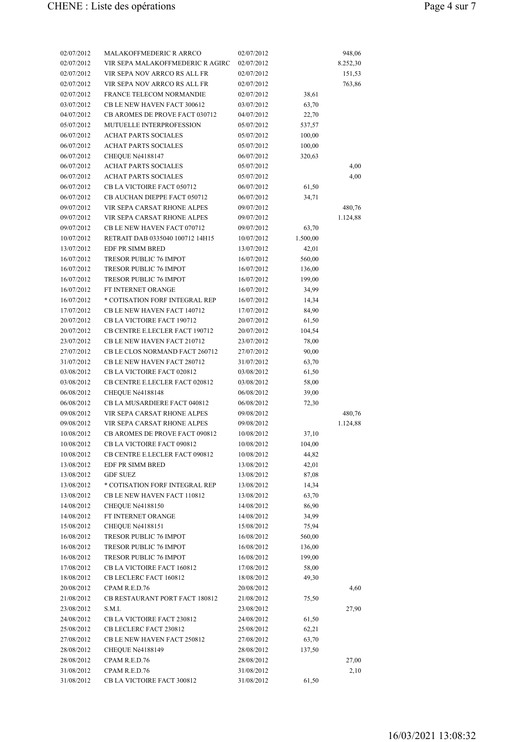| | | | | |
|---|---|---|---|---|
| 02/07/2012 | MALAKOFFMEDERIC R ARRCO | 02/07/2012 | | 948,06 |
| 02/07/2012 | VIR SEPA MALAKOFFMEDERIC R AGIRC | 02/07/2012 | | 8.252,30 |
| 02/07/2012 | VIR SEPA NOV ARRCO RS ALL FR | 02/07/2012 | | 151,53 |
| 02/07/2012 | VIR SEPA NOV ARRCO RS ALL FR | 02/07/2012 | | 763,86 |
| 02/07/2012 | FRANCE TELECOM NORMANDIE | 02/07/2012 | 38,61 | |
| 03/07/2012 | CB LE NEW HAVEN FACT 300612 | 03/07/2012 | 63,70 | |
| 04/07/2012 | CB AROMES DE PROVE FACT 030712 | 04/07/2012 | 22,70 | |
| 05/07/2012 | MUTUELLE INTERPROFESSION | 05/07/2012 | 537,57 | |
| 06/07/2012 | ACHAT PARTS SOCIALES | 05/07/2012 | 100,00 | |
| 06/07/2012 | ACHAT PARTS SOCIALES | 05/07/2012 | 100,00 | |
| 06/07/2012 | CHEQUE Né4188147 | 06/07/2012 | 320,63 | |
| 06/07/2012 | ACHAT PARTS SOCIALES | 05/07/2012 | | 4,00 |
| 06/07/2012 | ACHAT PARTS SOCIALES | 05/07/2012 | | 4,00 |
| 06/07/2012 | CB LA VICTOIRE FACT 050712 | 06/07/2012 | 61,50 | |
| 06/07/2012 | CB AUCHAN DIEPPE FACT 050712 | 06/07/2012 | 34,71 | |
| 09/07/2012 | VIR SEPA CARSAT RHONE ALPES | 09/07/2012 | | 480,76 |
| 09/07/2012 | VIR SEPA CARSAT RHONE ALPES | 09/07/2012 | | 1.124,88 |
| 09/07/2012 | CB LE NEW HAVEN FACT 070712 | 09/07/2012 | 63,70 | |
| 10/07/2012 | RETRAIT DAB 0335040 100712 14H15 | 10/07/2012 | 1.500,00 | |
| 13/07/2012 | EDF PR SIMM BRED | 13/07/2012 | 42,01 | |
| 16/07/2012 | TRESOR PUBLIC 76 IMPOT | 16/07/2012 | 560,00 | |
| 16/07/2012 | TRESOR PUBLIC 76 IMPOT | 16/07/2012 | 136,00 | |
| 16/07/2012 | TRESOR PUBLIC 76 IMPOT | 16/07/2012 | 199,00 | |
| 16/07/2012 | FT INTERNET ORANGE | 16/07/2012 | 34,99 | |
| 16/07/2012 | * COTISATION FORF INTEGRAL REP | 16/07/2012 | 14,34 | |
| 17/07/2012 | CB LE NEW HAVEN FACT 140712 | 17/07/2012 | 84,90 | |
| 20/07/2012 | CB LA VICTOIRE FACT 190712 | 20/07/2012 | 61,50 | |
| 20/07/2012 | CB CENTRE E.LECLER FACT 190712 | 20/07/2012 | 104,54 | |
| 23/07/2012 | CB LE NEW HAVEN FACT 210712 | 23/07/2012 | 78,00 | |
| 27/07/2012 | CB LE CLOS NORMAND FACT 260712 | 27/07/2012 | 90,00 | |
| 31/07/2012 | CB LE NEW HAVEN FACT 280712 | 31/07/2012 | 63,70 | |
| 03/08/2012 | CB LA VICTOIRE FACT 020812 | 03/08/2012 | 61,50 | |
| 03/08/2012 | CB CENTRE E.LECLER FACT 020812 | 03/08/2012 | 58,00 | |
| 06/08/2012 | CHEQUE Né4188148 | 06/08/2012 | 39,00 | |
| 06/08/2012 | CB LA MUSARDIERE FACT 040812 | 06/08/2012 | 72,30 | |
| 09/08/2012 | VIR SEPA CARSAT RHONE ALPES | 09/08/2012 | | 480,76 |
| 09/08/2012 | VIR SEPA CARSAT RHONE ALPES | 09/08/2012 | | 1.124,88 |
| 10/08/2012 | CB AROMES DE PROVE FACT 090812 | 10/08/2012 | 37,10 | |
| 10/08/2012 | CB LA VICTOIRE FACT 090812 | 10/08/2012 | 104,00 | |
| 10/08/2012 | CB CENTRE E.LECLER FACT 090812 | 10/08/2012 | 44,82 | |
| 13/08/2012 | EDF PR SIMM BRED | 13/08/2012 | 42,01 | |
| 13/08/2012 | GDF SUEZ | 13/08/2012 | 87,08 | |
| 13/08/2012 | * COTISATION FORF INTEGRAL REP | 13/08/2012 | 14,34 | |
| 13/08/2012 | CB LE NEW HAVEN FACT 110812 | 13/08/2012 | 63,70 | |
| 14/08/2012 | CHEQUE Né4188150 | 14/08/2012 | 86,90 | |
| 14/08/2012 | FT INTERNET ORANGE | 14/08/2012 | 34,99 | |
| 15/08/2012 | CHEQUE Né4188151 | 15/08/2012 | 75,94 | |
| 16/08/2012 | TRESOR PUBLIC 76 IMPOT | 16/08/2012 | 560,00 | |
| 16/08/2012 | TRESOR PUBLIC 76 IMPOT | 16/08/2012 | 136,00 | |
| 16/08/2012 | TRESOR PUBLIC 76 IMPOT | 16/08/2012 | 199,00 | |
| 17/08/2012 | CB LA VICTOIRE FACT 160812 | 17/08/2012 | 58,00 | |
| 18/08/2012 | CB LECLERC FACT 160812 | 18/08/2012 | 49,30 | |
| 20/08/2012 | CPAM R.E.D.76 | 20/08/2012 | | 4,60 |
| 21/08/2012 | CB RESTAURANT PORT FACT 180812 | 21/08/2012 | 75,50 | |
| 23/08/2012 | S.M.I. | 23/08/2012 | | 27,90 |
| 24/08/2012 | CB LA VICTOIRE FACT 230812 | 24/08/2012 | 61,50 | |
| 25/08/2012 | CB LECLERC FACT 230812 | 25/08/2012 | 62,21 | |
| 27/08/2012 | CB LE NEW HAVEN FACT 250812 | 27/08/2012 | 63,70 | |
| 28/08/2012 | CHEQUE Né4188149 | 28/08/2012 | 137,50 | |
| 28/08/2012 | CPAM R.E.D.76 | 28/08/2012 | | 27,00 |
| 31/08/2012 | CPAM R.E.D.76 | 31/08/2012 | | 2,10 |
| 31/08/2012 | CB LA VICTOIRE FACT 300812 | 31/08/2012 | 61,50 | |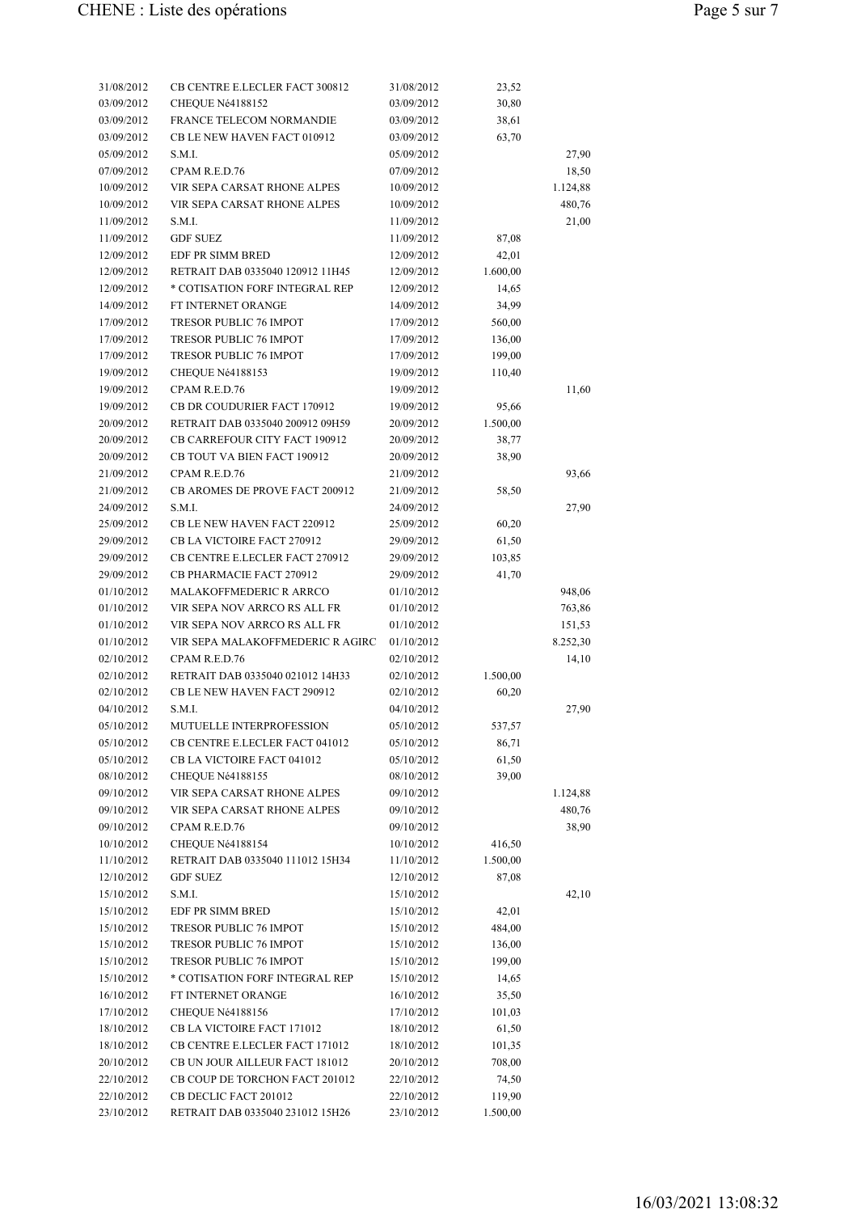| | | | | |
|---|---|---|---|---|
| 31/08/2012 | CB CENTRE E.LECLER FACT 300812 | 31/08/2012 | 23,52 | |
| 03/09/2012 | CHEQUE Nè4188152 | 03/09/2012 | 30,80 | |
| 03/09/2012 | FRANCE TELECOM NORMANDIE | 03/09/2012 | 38,61 | |
| 03/09/2012 | CB LE NEW HAVEN FACT 010912 | 03/09/2012 | 63,70 | |
| 05/09/2012 | S.M.I. | 05/09/2012 | | 27,90 |
| 07/09/2012 | CPAM R.E.D.76 | 07/09/2012 | | 18,50 |
| 10/09/2012 | VIR SEPA CARSAT RHONE ALPES | 10/09/2012 | | 1.124,88 |
| 10/09/2012 | VIR SEPA CARSAT RHONE ALPES | 10/09/2012 | | 480,76 |
| 11/09/2012 | S.M.I. | 11/09/2012 | | 21,00 |
| 11/09/2012 | GDF SUEZ | 11/09/2012 | 87,08 | |
| 12/09/2012 | EDF PR SIMM BRED | 12/09/2012 | 42,01 | |
| 12/09/2012 | RETRAIT DAB 0335040 120912 11H45 | 12/09/2012 | 1.600,00 | |
| 12/09/2012 | * COTISATION FORF INTEGRAL REP | 12/09/2012 | 14,65 | |
| 14/09/2012 | FT INTERNET ORANGE | 14/09/2012 | 34,99 | |
| 17/09/2012 | TRESOR PUBLIC 76 IMPOT | 17/09/2012 | 560,00 | |
| 17/09/2012 | TRESOR PUBLIC 76 IMPOT | 17/09/2012 | 136,00 | |
| 17/09/2012 | TRESOR PUBLIC 76 IMPOT | 17/09/2012 | 199,00 | |
| 19/09/2012 | CHEQUE Nè4188153 | 19/09/2012 | 110,40 | |
| 19/09/2012 | CPAM R.E.D.76 | 19/09/2012 | | 11,60 |
| 19/09/2012 | CB DR COUDURIER FACT 170912 | 19/09/2012 | 95,66 | |
| 20/09/2012 | RETRAIT DAB 0335040 200912 09H59 | 20/09/2012 | 1.500,00 | |
| 20/09/2012 | CB CARREFOUR CITY FACT 190912 | 20/09/2012 | 38,77 | |
| 20/09/2012 | CB TOUT VA BIEN FACT 190912 | 20/09/2012 | 38,90 | |
| 21/09/2012 | CPAM R.E.D.76 | 21/09/2012 | | 93,66 |
| 21/09/2012 | CB AROMES DE PROVE FACT 200912 | 21/09/2012 | 58,50 | |
| 24/09/2012 | S.M.I. | 24/09/2012 | | 27,90 |
| 25/09/2012 | CB LE NEW HAVEN FACT 220912 | 25/09/2012 | 60,20 | |
| 29/09/2012 | CB LA VICTOIRE FACT 270912 | 29/09/2012 | 61,50 | |
| 29/09/2012 | CB CENTRE E.LECLER FACT 270912 | 29/09/2012 | 103,85 | |
| 29/09/2012 | CB PHARMACIE FACT 270912 | 29/09/2012 | 41,70 | |
| 01/10/2012 | MALAKOFFMEDERIC R ARRCO | 01/10/2012 | | 948,06 |
| 01/10/2012 | VIR SEPA NOV ARRCO RS ALL FR | 01/10/2012 | | 763,86 |
| 01/10/2012 | VIR SEPA NOV ARRCO RS ALL FR | 01/10/2012 | | 151,53 |
| 01/10/2012 | VIR SEPA MALAKOFFMEDERIC R AGIRC | 01/10/2012 | | 8.252,30 |
| 02/10/2012 | CPAM R.E.D.76 | 02/10/2012 | | 14,10 |
| 02/10/2012 | RETRAIT DAB 0335040 021012 14H33 | 02/10/2012 | 1.500,00 | |
| 02/10/2012 | CB LE NEW HAVEN FACT 290912 | 02/10/2012 | 60,20 | |
| 04/10/2012 | S.M.I. | 04/10/2012 | | 27,90 |
| 05/10/2012 | MUTUELLE INTERPROFESSION | 05/10/2012 | 537,57 | |
| 05/10/2012 | CB CENTRE E.LECLER FACT 041012 | 05/10/2012 | 86,71 | |
| 05/10/2012 | CB LA VICTOIRE FACT 041012 | 05/10/2012 | 61,50 | |
| 08/10/2012 | CHEQUE Nè4188155 | 08/10/2012 | 39,00 | |
| 09/10/2012 | VIR SEPA CARSAT RHONE ALPES | 09/10/2012 | | 1.124,88 |
| 09/10/2012 | VIR SEPA CARSAT RHONE ALPES | 09/10/2012 | | 480,76 |
| 09/10/2012 | CPAM R.E.D.76 | 09/10/2012 | | 38,90 |
| 10/10/2012 | CHEQUE Nè4188154 | 10/10/2012 | 416,50 | |
| 11/10/2012 | RETRAIT DAB 0335040 111012 15H34 | 11/10/2012 | 1.500,00 | |
| 12/10/2012 | GDF SUEZ | 12/10/2012 | 87,08 | |
| 15/10/2012 | S.M.I. | 15/10/2012 | | 42,10 |
| 15/10/2012 | EDF PR SIMM BRED | 15/10/2012 | 42,01 | |
| 15/10/2012 | TRESOR PUBLIC 76 IMPOT | 15/10/2012 | 484,00 | |
| 15/10/2012 | TRESOR PUBLIC 76 IMPOT | 15/10/2012 | 136,00 | |
| 15/10/2012 | TRESOR PUBLIC 76 IMPOT | 15/10/2012 | 199,00 | |
| 15/10/2012 | * COTISATION FORF INTEGRAL REP | 15/10/2012 | 14,65 | |
| 16/10/2012 | FT INTERNET ORANGE | 16/10/2012 | 35,50 | |
| 17/10/2012 | CHEQUE Nè4188156 | 17/10/2012 | 101,03 | |
| 18/10/2012 | CB LA VICTOIRE FACT 171012 | 18/10/2012 | 61,50 | |
| 18/10/2012 | CB CENTRE E.LECLER FACT 171012 | 18/10/2012 | 101,35 | |
| 20/10/2012 | CB UN JOUR AILLEUR FACT 181012 | 20/10/2012 | 708,00 | |
| 22/10/2012 | CB COUP DE TORCHON FACT 201012 | 22/10/2012 | 74,50 | |
| 22/10/2012 | CB DECLIC FACT 201012 | 22/10/2012 | 119,90 | |
| 23/10/2012 | RETRAIT DAB 0335040 231012 15H26 | 23/10/2012 | 1.500,00 | |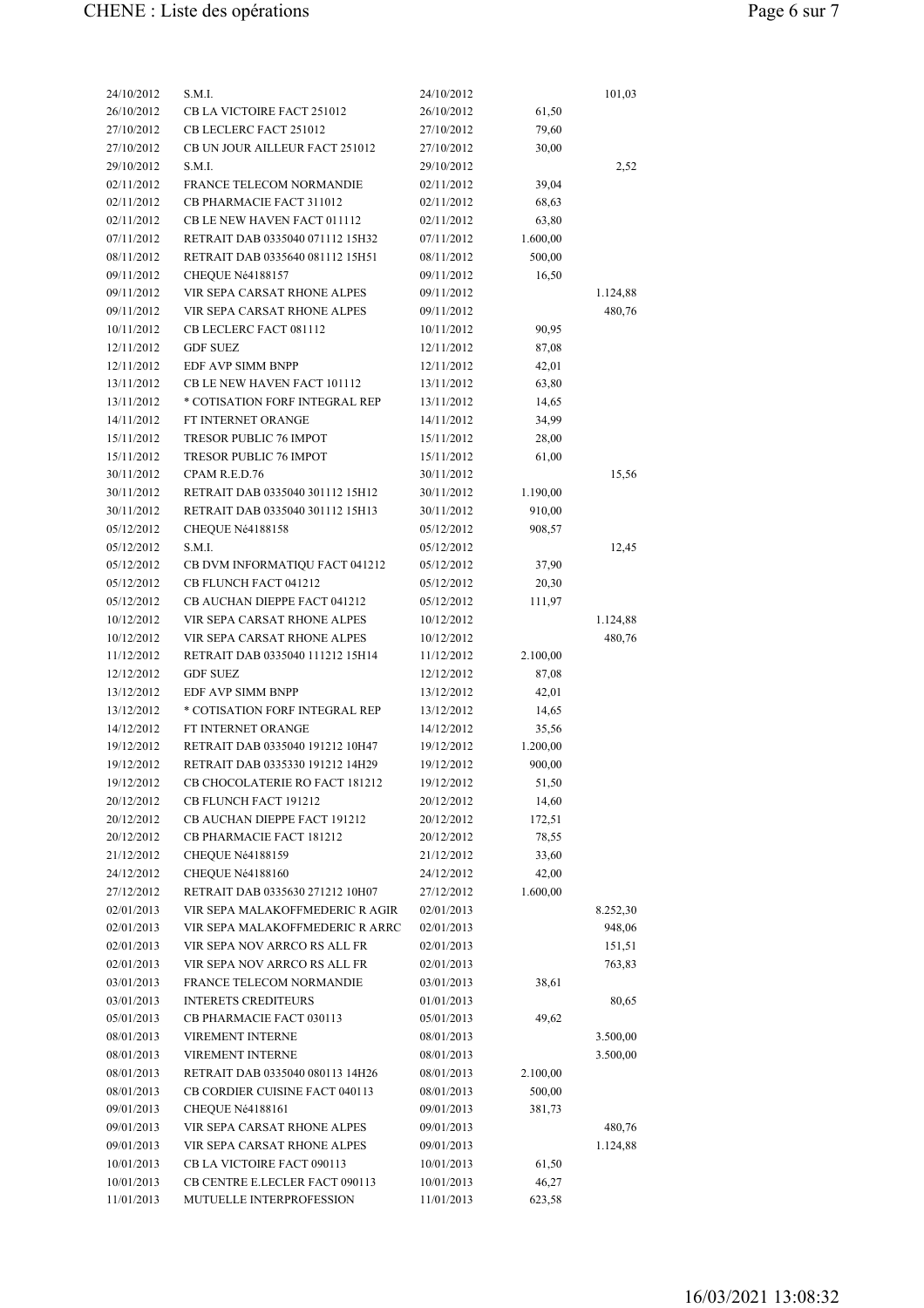| | | | | |
|---|---|---|---|---|
| 24/10/2012 | S.M.I. | 24/10/2012 | | 101,03 |
| 26/10/2012 | CB LA VICTOIRE FACT 251012 | 26/10/2012 | 61,50 | |
| 27/10/2012 | CB LECLERC FACT 251012 | 27/10/2012 | 79,60 | |
| 27/10/2012 | CB UN JOUR AILLEUR FACT 251012 | 27/10/2012 | 30,00 | |
| 29/10/2012 | S.M.I. | 29/10/2012 | | 2,52 |
| 02/11/2012 | FRANCE TELECOM NORMANDIE | 02/11/2012 | 39,04 | |
| 02/11/2012 | CB PHARMACIE FACT 311012 | 02/11/2012 | 68,63 | |
| 02/11/2012 | CB LE NEW HAVEN FACT 011112 | 02/11/2012 | 63,80 | |
| 07/11/2012 | RETRAIT DAB 0335040 071112 15H32 | 07/11/2012 | 1.600,00 | |
| 08/11/2012 | RETRAIT DAB 0335640 081112 15H51 | 08/11/2012 | 500,00 | |
| 09/11/2012 | CHEQUE Né4188157 | 09/11/2012 | 16,50 | |
| 09/11/2012 | VIR SEPA CARSAT RHONE ALPES | 09/11/2012 | | 1.124,88 |
| 09/11/2012 | VIR SEPA CARSAT RHONE ALPES | 09/11/2012 | | 480,76 |
| 10/11/2012 | CB LECLERC FACT 081112 | 10/11/2012 | 90,95 | |
| 12/11/2012 | GDF SUEZ | 12/11/2012 | 87,08 | |
| 12/11/2012 | EDF AVP SIMM BNPP | 12/11/2012 | 42,01 | |
| 13/11/2012 | CB LE NEW HAVEN FACT 101112 | 13/11/2012 | 63,80 | |
| 13/11/2012 | * COTISATION FORF INTEGRAL REP | 13/11/2012 | 14,65 | |
| 14/11/2012 | FT INTERNET ORANGE | 14/11/2012 | 34,99 | |
| 15/11/2012 | TRESOR PUBLIC 76 IMPOT | 15/11/2012 | 28,00 | |
| 15/11/2012 | TRESOR PUBLIC 76 IMPOT | 15/11/2012 | 61,00 | |
| 30/11/2012 | CPAM R.E.D.76 | 30/11/2012 | | 15,56 |
| 30/11/2012 | RETRAIT DAB 0335040 301112 15H12 | 30/11/2012 | 1.190,00 | |
| 30/11/2012 | RETRAIT DAB 0335040 301112 15H13 | 30/11/2012 | 910,00 | |
| 05/12/2012 | CHEQUE Né4188158 | 05/12/2012 | 908,57 | |
| 05/12/2012 | S.M.I. | 05/12/2012 | | 12,45 |
| 05/12/2012 | CB DVM INFORMATIQU FACT 041212 | 05/12/2012 | 37,90 | |
| 05/12/2012 | CB FLUNCH FACT 041212 | 05/12/2012 | 20,30 | |
| 05/12/2012 | CB AUCHAN DIEPPE FACT 041212 | 05/12/2012 | 111,97 | |
| 10/12/2012 | VIR SEPA CARSAT RHONE ALPES | 10/12/2012 | | 1.124,88 |
| 10/12/2012 | VIR SEPA CARSAT RHONE ALPES | 10/12/2012 | | 480,76 |
| 11/12/2012 | RETRAIT DAB 0335040 111212 15H14 | 11/12/2012 | 2.100,00 | |
| 12/12/2012 | GDF SUEZ | 12/12/2012 | 87,08 | |
| 13/12/2012 | EDF AVP SIMM BNPP | 13/12/2012 | 42,01 | |
| 13/12/2012 | * COTISATION FORF INTEGRAL REP | 13/12/2012 | 14,65 | |
| 14/12/2012 | FT INTERNET ORANGE | 14/12/2012 | 35,56 | |
| 19/12/2012 | RETRAIT DAB 0335040 191212 10H47 | 19/12/2012 | 1.200,00 | |
| 19/12/2012 | RETRAIT DAB 0335330 191212 14H29 | 19/12/2012 | 900,00 | |
| 19/12/2012 | CB CHOCOLATERIE RO FACT 181212 | 19/12/2012 | 51,50 | |
| 20/12/2012 | CB FLUNCH FACT 191212 | 20/12/2012 | 14,60 | |
| 20/12/2012 | CB AUCHAN DIEPPE FACT 191212 | 20/12/2012 | 172,51 | |
| 20/12/2012 | CB PHARMACIE FACT 181212 | 20/12/2012 | 78,55 | |
| 21/12/2012 | CHEQUE Né4188159 | 21/12/2012 | 33,60 | |
| 24/12/2012 | CHEQUE Né4188160 | 24/12/2012 | 42,00 | |
| 27/12/2012 | RETRAIT DAB 0335630 271212 10H07 | 27/12/2012 | 1.600,00 | |
| 02/01/2013 | VIR SEPA MALAKOFFMEDERIC R AGIR | 02/01/2013 | | 8.252,30 |
| 02/01/2013 | VIR SEPA MALAKOFFMEDERIC R ARRC | 02/01/2013 | | 948,06 |
| 02/01/2013 | VIR SEPA NOV ARRCO RS ALL FR | 02/01/2013 | | 151,51 |
| 02/01/2013 | VIR SEPA NOV ARRCO RS ALL FR | 02/01/2013 | | 763,83 |
| 03/01/2013 | FRANCE TELECOM NORMANDIE | 03/01/2013 | 38,61 | |
| 03/01/2013 | INTERETS CREDITEURS | 01/01/2013 | | 80,65 |
| 05/01/2013 | CB PHARMACIE FACT 030113 | 05/01/2013 | 49,62 | |
| 08/01/2013 | VIREMENT INTERNE | 08/01/2013 | | 3.500,00 |
| 08/01/2013 | VIREMENT INTERNE | 08/01/2013 | | 3.500,00 |
| 08/01/2013 | RETRAIT DAB 0335040 080113 14H26 | 08/01/2013 | 2.100,00 | |
| 08/01/2013 | CB CORDIER CUISINE FACT 040113 | 08/01/2013 | 500,00 | |
| 09/01/2013 | CHEQUE Né4188161 | 09/01/2013 | 381,73 | |
| 09/01/2013 | VIR SEPA CARSAT RHONE ALPES | 09/01/2013 | | 480,76 |
| 09/01/2013 | VIR SEPA CARSAT RHONE ALPES | 09/01/2013 | | 1.124,88 |
| 10/01/2013 | CB LA VICTOIRE FACT 090113 | 10/01/2013 | 61,50 | |
| 10/01/2013 | CB CENTRE E.LECLER FACT 090113 | 10/01/2013 | 46,27 | |
| 11/01/2013 | MUTUELLE INTERPROFESSION | 11/01/2013 | 623,58 | |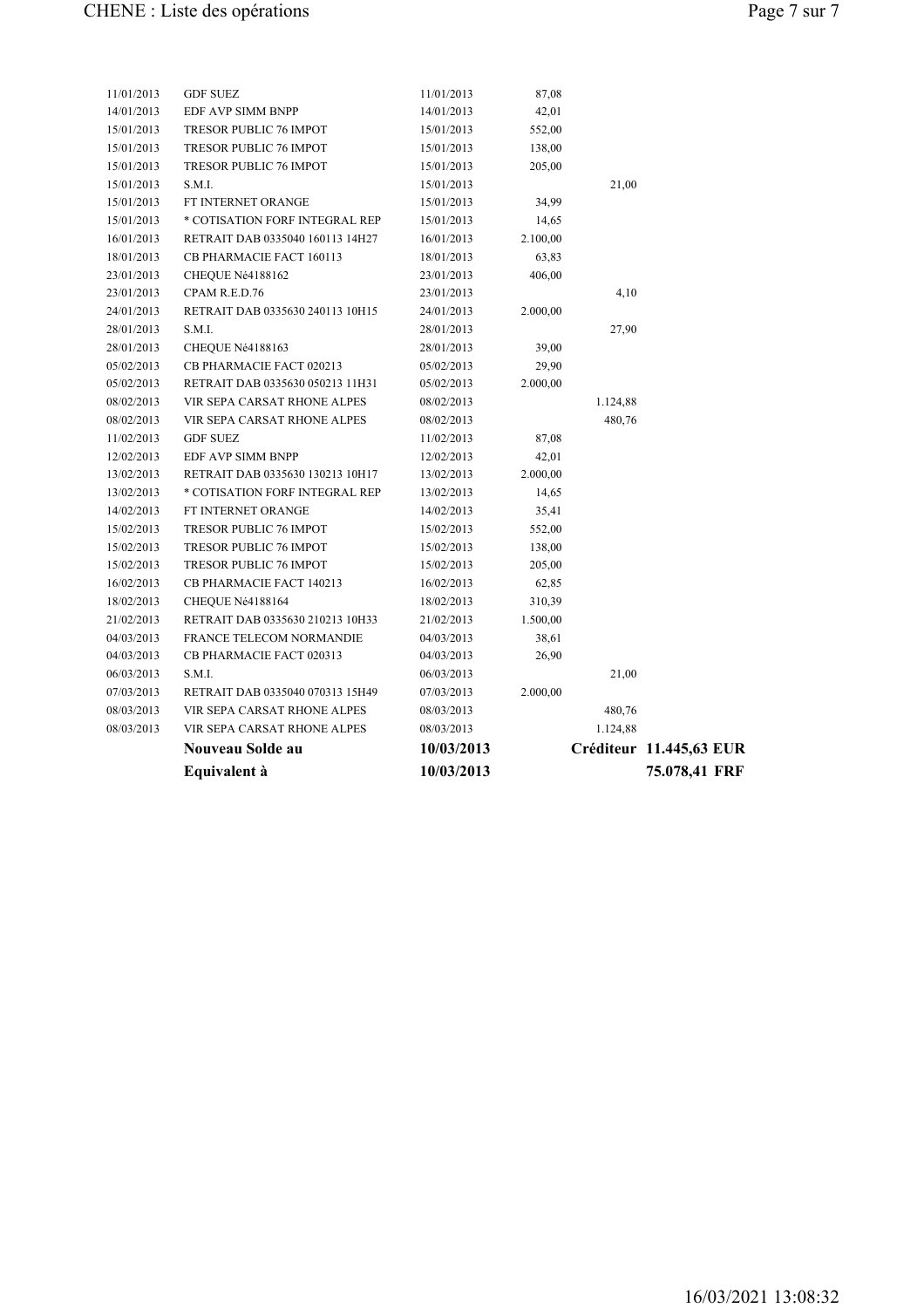| | | | | | |
|---|---|---|---|---|---|
| 11/01/2013 | GDF SUEZ | 11/01/2013 | 87,08 | | |
| 14/01/2013 | EDF AVP SIMM BNPP | 14/01/2013 | 42,01 | | |
| 15/01/2013 | TRESOR PUBLIC 76 IMPOT | 15/01/2013 | 552,00 | | |
| 15/01/2013 | TRESOR PUBLIC 76 IMPOT | 15/01/2013 | 138,00 | | |
| 15/01/2013 | TRESOR PUBLIC 76 IMPOT | 15/01/2013 | 205,00 | | |
| 15/01/2013 | S.M.I. | 15/01/2013 | | 21,00 | |
| 15/01/2013 | FT INTERNET ORANGE | 15/01/2013 | 34,99 | | |
| 15/01/2013 | * COTISATION FORF INTEGRAL REP | 15/01/2013 | 14,65 | | |
| 16/01/2013 | RETRAIT DAB 0335040 160113 14H27 | 16/01/2013 | 2.100,00 | | |
| 18/01/2013 | CB PHARMACIE FACT 160113 | 18/01/2013 | 63,83 | | |
| 23/01/2013 | CHEQUE Né4188162 | 23/01/2013 | 406,00 | | |
| 23/01/2013 | CPAM R.E.D.76 | 23/01/2013 | | 4,10 | |
| 24/01/2013 | RETRAIT DAB 0335630 240113 10H15 | 24/01/2013 | 2.000,00 | | |
| 28/01/2013 | S.M.I. | 28/01/2013 | | 27,90 | |
| 28/01/2013 | CHEQUE Né4188163 | 28/01/2013 | 39,00 | | |
| 05/02/2013 | CB PHARMACIE FACT 020213 | 05/02/2013 | 29,90 | | |
| 05/02/2013 | RETRAIT DAB 0335630 050213 11H31 | 05/02/2013 | 2.000,00 | | |
| 08/02/2013 | VIR SEPA CARSAT RHONE ALPES | 08/02/2013 | | 1.124,88 | |
| 08/02/2013 | VIR SEPA CARSAT RHONE ALPES | 08/02/2013 | | 480,76 | |
| 11/02/2013 | GDF SUEZ | 11/02/2013 | 87,08 | | |
| 12/02/2013 | EDF AVP SIMM BNPP | 12/02/2013 | 42,01 | | |
| 13/02/2013 | RETRAIT DAB 0335630 130213 10H17 | 13/02/2013 | 2.000,00 | | |
| 13/02/2013 | * COTISATION FORF INTEGRAL REP | 13/02/2013 | 14,65 | | |
| 14/02/2013 | FT INTERNET ORANGE | 14/02/2013 | 35,41 | | |
| 15/02/2013 | TRESOR PUBLIC 76 IMPOT | 15/02/2013 | 552,00 | | |
| 15/02/2013 | TRESOR PUBLIC 76 IMPOT | 15/02/2013 | 138,00 | | |
| 15/02/2013 | TRESOR PUBLIC 76 IMPOT | 15/02/2013 | 205,00 | | |
| 16/02/2013 | CB PHARMACIE FACT 140213 | 16/02/2013 | 62,85 | | |
| 18/02/2013 | CHEQUE Né4188164 | 18/02/2013 | 310,39 | | |
| 21/02/2013 | RETRAIT DAB 0335630 210213 10H33 | 21/02/2013 | 1.500,00 | | |
| 04/03/2013 | FRANCE TELECOM NORMANDIE | 04/03/2013 | 38,61 | | |
| 04/03/2013 | CB PHARMACIE FACT 020313 | 04/03/2013 | 26,90 | | |
| 06/03/2013 | S.M.I. | 06/03/2013 | | 21,00 | |
| 07/03/2013 | RETRAIT DAB 0335040 070313 15H49 | 07/03/2013 | 2.000,00 | | |
| 08/03/2013 | VIR SEPA CARSAT RHONE ALPES | 08/03/2013 | | 480,76 | |
| 08/03/2013 | VIR SEPA CARSAT RHONE ALPES | 08/03/2013 | | 1.124,88 | |
| | **Nouveau Solde au** | **10/03/2013** | | **Créditeur** | **11.445,63 EUR** |
| | **Equivalent à** | **10/03/2013** | | | **75.078,41 FRF** |

16/03/2021 13:08:32